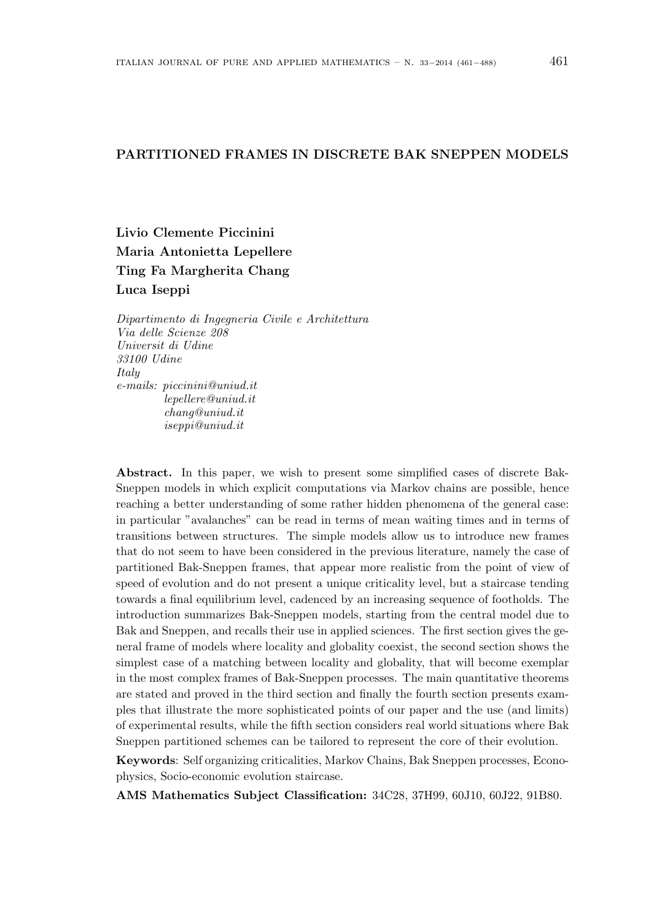# PARTITIONED FRAMES IN DISCRETE BAK SNEPPEN MODELS

**Livio Clemente Piccinini**
**Maria Antonietta Lepellere**
**Ting Fa Margherita Chang**
**Luca Iseppi**

*Dipartimento di Ingegneria Civile e Architettura*
*Via delle Scienze 208*
*Universit di Udine*
*33100 Udine*
*Italy*
*e-mails: piccinini@uniud.it*
*lepellere@uniud.it*
*chang@uniud.it*
*iseppi@uniud.it*

**Abstract.** In this paper, we wish to present some simplified cases of discrete Bak-Sneppen models in which explicit computations via Markov chains are possible, hence reaching a better understanding of some rather hidden phenomena of the general case: in particular "avalanches" can be read in terms of mean waiting times and in terms of transitions between structures. The simple models allow us to introduce new frames that do not seem to have been considered in the previous literature, namely the case of partitioned Bak-Sneppen frames, that appear more realistic from the point of view of speed of evolution and do not present a unique criticality level, but a staircase tending towards a final equilibrium level, cadenced by an increasing sequence of footholds. The introduction summarizes Bak-Sneppen models, starting from the central model due to Bak and Sneppen, and recalls their use in applied sciences. The first section gives the general frame of models where locality and globality coexist, the second section shows the simplest case of a matching between locality and globality, that will become exemplar in the most complex frames of Bak-Sneppen processes. The main quantitative theorems are stated and proved in the third section and finally the fourth section presents examples that illustrate the more sophisticated points of our paper and the use (and limits) of experimental results, while the fifth section considers real world situations where Bak Sneppen partitioned schemes can be tailored to represent the core of their evolution.

**Keywords**: Self organizing criticalities, Markov Chains, Bak Sneppen processes, Econophysics, Socio-economic evolution staircase.

**AMS Mathematics Subject Classification:** 34C28, 37H99, 60J10, 60J22, 91B80.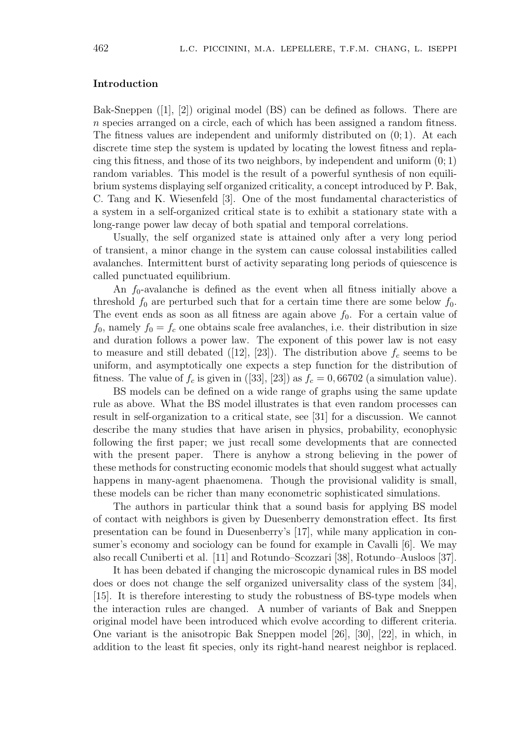## Introduction

Bak-Sneppen ([1], [2]) original model (BS) can be defined as follows. There are $n$ species arranged on a circle, each of which has been assigned a random fitness. The fitness values are independent and uniformly distributed on $(0;1)$. At each discrete time step the system is updated by locating the lowest fitness and replacing this fitness, and those of its two neighbors, by independent and uniform $(0;1)$ random variables. This model is the result of a powerful synthesis of non equilibrium systems displaying self organized criticality, a concept introduced by P. Bak, C. Tang and K. Wiesenfeld [3]. One of the most fundamental characteristics of a system in a self-organized critical state is to exhibit a stationary state with a long-range power law decay of both spatial and temporal correlations.

Usually, the self organized state is attained only after a very long period of transient, a minor change in the system can cause colossal instabilities called avalanches. Intermittent burst of activity separating long periods of quiescence is called punctuated equilibrium.

An $f_0$-avalanche is defined as the event when all fitness initially above a threshold $f_0$ are perturbed such that for a certain time there are some below $f_0$. The event ends as soon as all fitness are again above $f_0$. For a certain value of $f_0$, namely $f_0 = f_c$ one obtains scale free avalanches, i.e. their distribution in size and duration follows a power law. The exponent of this power law is not easy to measure and still debated ([12], [23]). The distribution above $f_c$ seems to be uniform, and asymptotically one expects a step function for the distribution of fitness. The value of $f_c$ is given in ([33], [23]) as $f_c = 0,66702$ (a simulation value).

BS models can be defined on a wide range of graphs using the same update rule as above. What the BS model illustrates is that even random processes can result in self-organization to a critical state, see [31] for a discussion. We cannot describe the many studies that have arisen in physics, probability, econophysic following the first paper; we just recall some developments that are connected with the present paper. There is anyhow a strong believing in the power of these methods for constructing economic models that should suggest what actually happens in many-agent phaenomena. Though the provisional validity is small, these models can be richer than many econometric sophisticated simulations.

The authors in particular think that a sound basis for applying BS model of contact with neighbors is given by Duesenberry demonstration effect. Its first presentation can be found in Duesenberry's [17], while many application in consumer's economy and sociology can be found for example in Cavalli [6]. We may also recall Cuniberti et al. [11] and Rotundo–Scozzari [38], Rotundo–Ausloos [37].

It has been debated if changing the microscopic dynamical rules in BS model does or does not change the self organized universality class of the system [34], [15]. It is therefore interesting to study the robustness of BS-type models when the interaction rules are changed. A number of variants of Bak and Sneppen original model have been introduced which evolve according to different criteria. One variant is the anisotropic Bak Sneppen model [26], [30], [22], in which, in addition to the least fit species, only its right-hand nearest neighbor is replaced.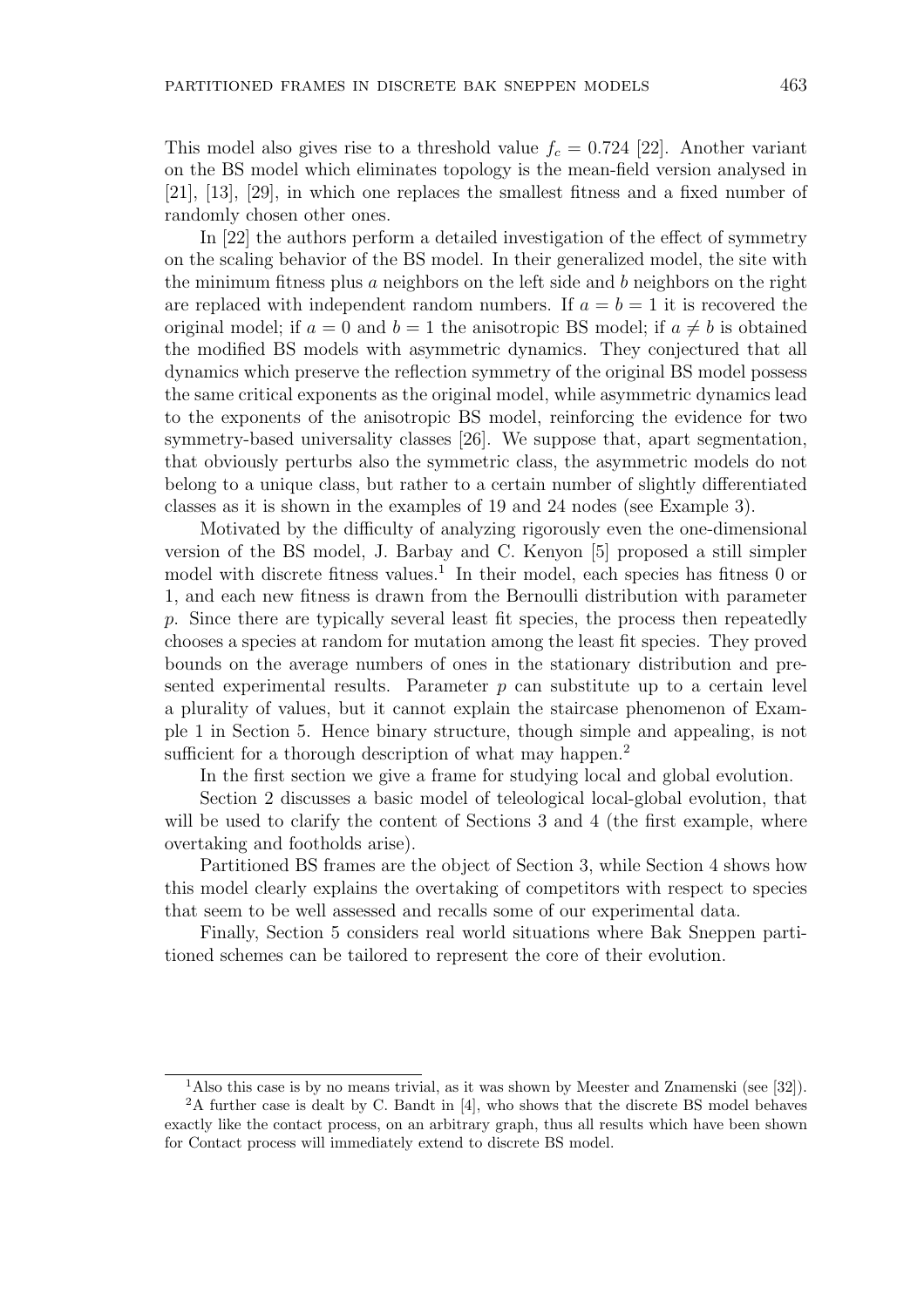This model also gives rise to a threshold value $f_c = 0.724$ [22]. Another variant on the BS model which eliminates topology is the mean-field version analysed in [21], [13], [29], in which one replaces the smallest fitness and a fixed number of randomly chosen other ones.

In [22] the authors perform a detailed investigation of the effect of symmetry on the scaling behavior of the BS model. In their generalized model, the site with the minimum fitness plus $a$ neighbors on the left side and $b$ neighbors on the right are replaced with independent random numbers. If $a = b = 1$ it is recovered the original model; if $a = 0$ and $b = 1$ the anisotropic BS model; if $a \neq b$ is obtained the modified BS models with asymmetric dynamics. They conjectured that all dynamics which preserve the reflection symmetry of the original BS model possess the same critical exponents as the original model, while asymmetric dynamics lead to the exponents of the anisotropic BS model, reinforcing the evidence for two symmetry-based universality classes [26]. We suppose that, apart segmentation, that obviously perturbs also the symmetric class, the asymmetric models do not belong to a unique class, but rather to a certain number of slightly differentiated classes as it is shown in the examples of 19 and 24 nodes (see Example 3).

Motivated by the difficulty of analyzing rigorously even the one-dimensional version of the BS model, J. Barbay and C. Kenyon [5] proposed a still simpler model with discrete fitness values.[1] In their model, each species has fitness 0 or 1, and each new fitness is drawn from the Bernoulli distribution with parameter $p$. Since there are typically several least fit species, the process then repeatedly chooses a species at random for mutation among the least fit species. They proved bounds on the average numbers of ones in the stationary distribution and presented experimental results. Parameter $p$ can substitute up to a certain level a plurality of values, but it cannot explain the staircase phenomenon of Example 1 in Section 5. Hence binary structure, though simple and appealing, is not sufficient for a thorough description of what may happen.[2]

In the first section we give a frame for studying local and global evolution.

Section 2 discusses a basic model of teleological local-global evolution, that will be used to clarify the content of Sections 3 and 4 (the first example, where overtaking and footholds arise).

Partitioned BS frames are the object of Section 3, while Section 4 shows how this model clearly explains the overtaking of competitors with respect to species that seem to be well assessed and recalls some of our experimental data.

Finally, Section 5 considers real world situations where Bak Sneppen partitioned schemes can be tailored to represent the core of their evolution.

---

[1] Also this case is by no means trivial, as it was shown by Meester and Znamenski (see [32]).

[2] A further case is dealt by C. Bandt in [4], who shows that the discrete BS model behaves exactly like the contact process, on an arbitrary graph, thus all results which have been shown for Contact process will immediately extend to discrete BS model.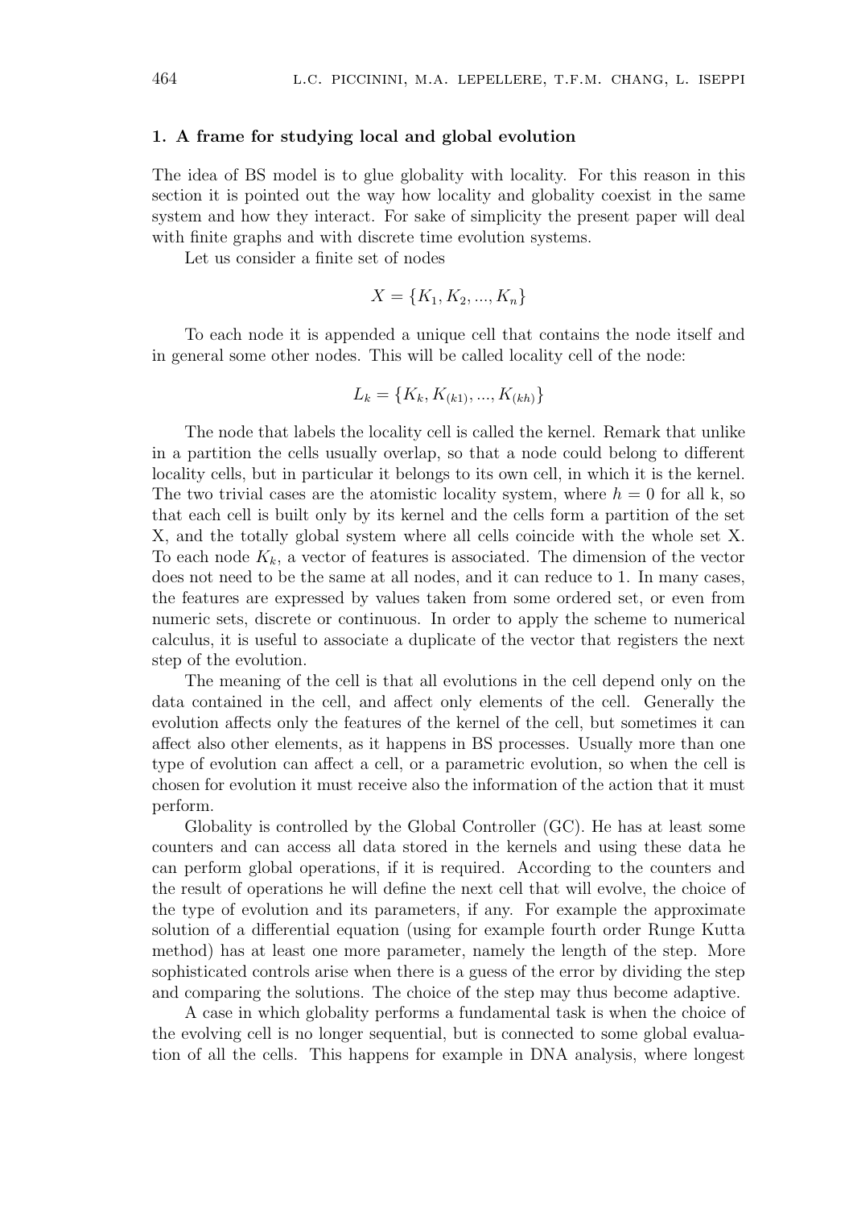## 1. A frame for studying local and global evolution

The idea of BS model is to glue globality with locality. For this reason in this section it is pointed out the way how locality and globality coexist in the same system and how they interact. For sake of simplicity the present paper will deal with finite graphs and with discrete time evolution systems.

Let us consider a finite set of nodes

$$X = \{K_1, K_2, ..., K_n\}$$

To each node it is appended a unique cell that contains the node itself and in general some other nodes. This will be called locality cell of the node:

$$L_k = \{K_k, K_{(k1)}, ..., K_{(kh)}\}$$

The node that labels the locality cell is called the kernel. Remark that unlike in a partition the cells usually overlap, so that a node could belong to different locality cells, but in particular it belongs to its own cell, in which it is the kernel. The two trivial cases are the atomistic locality system, where $h = 0$ for all k, so that each cell is built only by its kernel and the cells form a partition of the set X, and the totally global system where all cells coincide with the whole set X. To each node $K_k$, a vector of features is associated. The dimension of the vector does not need to be the same at all nodes, and it can reduce to 1. In many cases, the features are expressed by values taken from some ordered set, or even from numeric sets, discrete or continuous. In order to apply the scheme to numerical calculus, it is useful to associate a duplicate of the vector that registers the next step of the evolution.

The meaning of the cell is that all evolutions in the cell depend only on the data contained in the cell, and affect only elements of the cell. Generally the evolution affects only the features of the kernel of the cell, but sometimes it can affect also other elements, as it happens in BS processes. Usually more than one type of evolution can affect a cell, or a parametric evolution, so when the cell is chosen for evolution it must receive also the information of the action that it must perform.

Globality is controlled by the Global Controller (GC). He has at least some counters and can access all data stored in the kernels and using these data he can perform global operations, if it is required. According to the counters and the result of operations he will define the next cell that will evolve, the choice of the type of evolution and its parameters, if any. For example the approximate solution of a differential equation (using for example fourth order Runge Kutta method) has at least one more parameter, namely the length of the step. More sophisticated controls arise when there is a guess of the error by dividing the step and comparing the solutions. The choice of the step may thus become adaptive.

A case in which globality performs a fundamental task is when the choice of the evolving cell is no longer sequential, but is connected to some global evaluation of all the cells. This happens for example in DNA analysis, where longest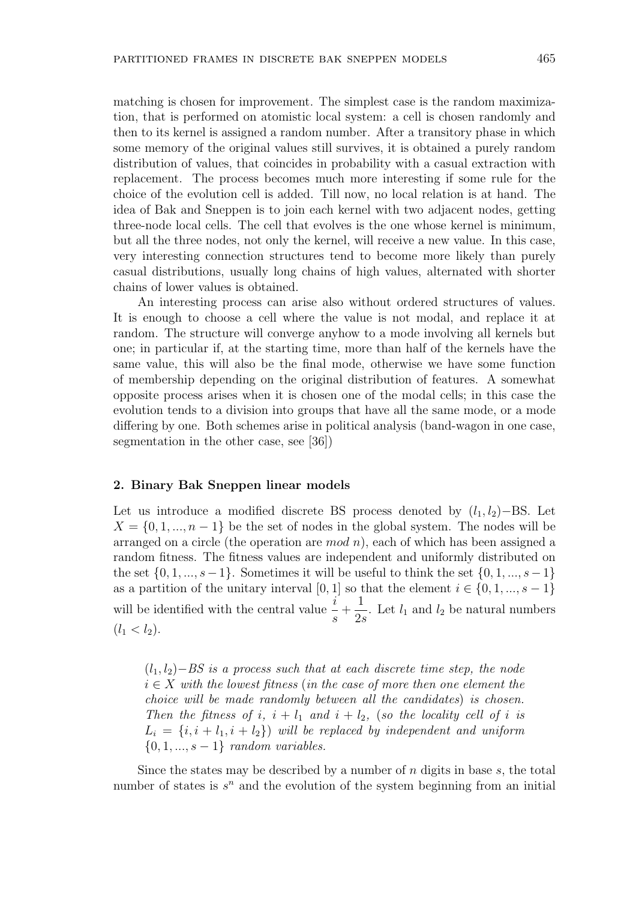matching is chosen for improvement. The simplest case is the random maximization, that is performed on atomistic local system: a cell is chosen randomly and then to its kernel is assigned a random number. After a transitory phase in which some memory of the original values still survives, it is obtained a purely random distribution of values, that coincides in probability with a casual extraction with replacement. The process becomes much more interesting if some rule for the choice of the evolution cell is added. Till now, no local relation is at hand. The idea of Bak and Sneppen is to join each kernel with two adjacent nodes, getting three-node local cells. The cell that evolves is the one whose kernel is minimum, but all the three nodes, not only the kernel, will receive a new value. In this case, very interesting connection structures tend to become more likely than purely casual distributions, usually long chains of high values, alternated with shorter chains of lower values is obtained.

An interesting process can arise also without ordered structures of values. It is enough to choose a cell where the value is not modal, and replace it at random. The structure will converge anyhow to a mode involving all kernels but one; in particular if, at the starting time, more than half of the kernels have the same value, this will also be the final mode, otherwise we have some function of membership depending on the original distribution of features. A somewhat opposite process arises when it is chosen one of the modal cells; in this case the evolution tends to a division into groups that have all the same mode, or a mode differing by one. Both schemes arise in political analysis (band-wagon in one case, segmentation in the other case, see [36])

## 2. Binary Bak Sneppen linear models

Let us introduce a modified discrete BS process denoted by $(l_1, l_2)-$BS. Let $X = \{0, 1, ..., n-1\}$ be the set of nodes in the global system. The nodes will be arranged on a circle (the operation are *mod n*), each of which has been assigned a random fitness. The fitness values are independent and uniformly distributed on the set $\{0, 1, ..., s-1\}$. Sometimes it will be useful to think the set $\{0, 1, ..., s-1\}$ as a partition of the unitary interval $[0, 1]$ so that the element $i \in \{0, 1, ..., s-1\}$ will be identified with the central value $\dfrac{i}{s} + \dfrac{1}{2s}$. Let $l_1$ and $l_2$ be natural numbers $(l_1 < l_2)$.

> *$(l_1, l_2)-BS$ is a process such that at each discrete time step, the node $i \in X$ with the lowest fitness (in the case of more then one element the choice will be made randomly between all the candidates) is chosen. Then the fitness of $i$, $i + l_1$ and $i + l_2$, (so the locality cell of $i$ is $L_i = \{i, i + l_1, i + l_2\}$) will be replaced by independent and uniform $\{0, 1, ..., s-1\}$ random variables.*

Since the states may be described by a number of $n$ digits in base $s$, the total number of states is $s^n$ and the evolution of the system beginning from an initial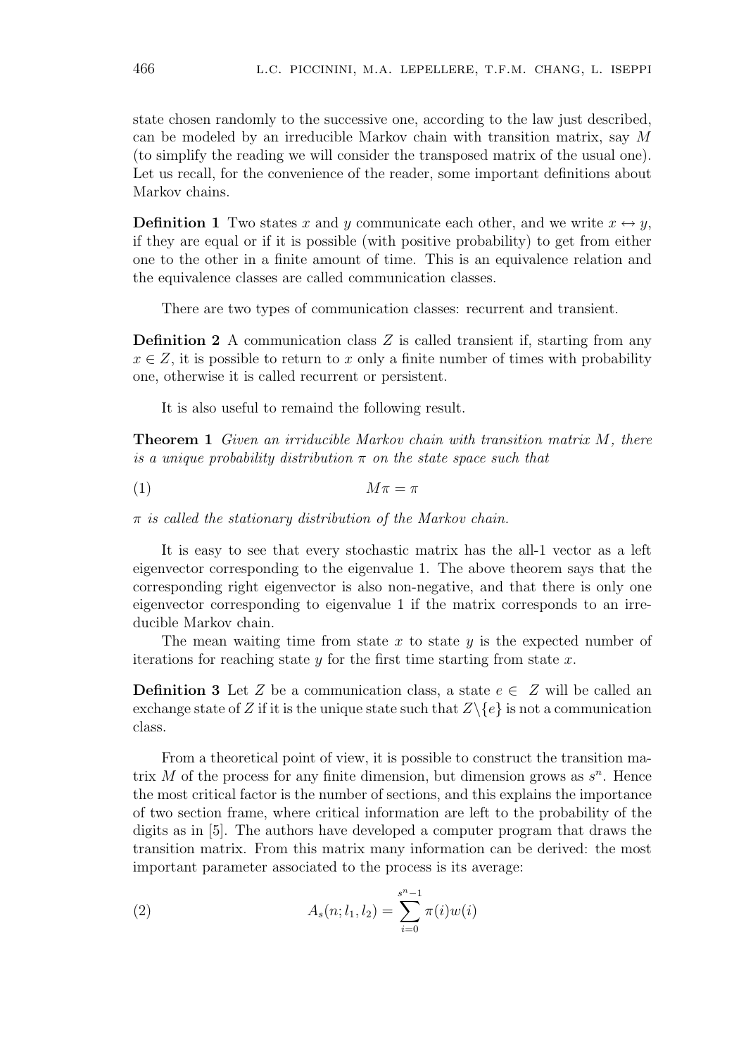state chosen randomly to the successive one, according to the law just described, can be modeled by an irreducible Markov chain with transition matrix, say $M$ (to simplify the reading we will consider the transposed matrix of the usual one). Let us recall, for the convenience of the reader, some important definitions about Markov chains.

**Definition 1** Two states $x$ and $y$ communicate each other, and we write $x \leftrightarrow y$, if they are equal or if it is possible (with positive probability) to get from either one to the other in a finite amount of time. This is an equivalence relation and the equivalence classes are called communication classes.

There are two types of communication classes: recurrent and transient.

**Definition 2** A communication class $Z$ is called transient if, starting from any $x \in Z$, it is possible to return to $x$ only a finite number of times with probability one, otherwise it is called recurrent or persistent.

It is also useful to remaind the following result.

**Theorem 1** *Given an irriducible Markov chain with transition matrix $M$, there is a unique probability distribution $\pi$ on the state space such that*

$$M\pi = \pi \tag{1}$$

*$\pi$ is called the stationary distribution of the Markov chain.*

It is easy to see that every stochastic matrix has the all-1 vector as a left eigenvector corresponding to the eigenvalue 1. The above theorem says that the corresponding right eigenvector is also non-negative, and that there is only one eigenvector corresponding to eigenvalue 1 if the matrix corresponds to an irreducible Markov chain.

The mean waiting time from state $x$ to state $y$ is the expected number of iterations for reaching state $y$ for the first time starting from state $x$.

**Definition 3** Let $Z$ be a communication class, a state $e \in Z$ will be called an exchange state of $Z$ if it is the unique state such that $Z \setminus \{e\}$ is not a communication class.

From a theoretical point of view, it is possible to construct the transition matrix $M$ of the process for any finite dimension, but dimension grows as $s^n$. Hence the most critical factor is the number of sections, and this explains the importance of two section frame, where critical information are left to the probability of the digits as in [5]. The authors have developed a computer program that draws the transition matrix. From this matrix many information can be derived: the most important parameter associated to the process is its average:

$$A_s(n; l_1, l_2) = \sum_{i=0}^{s^n-1} \pi(i)w(i) \tag{2}$$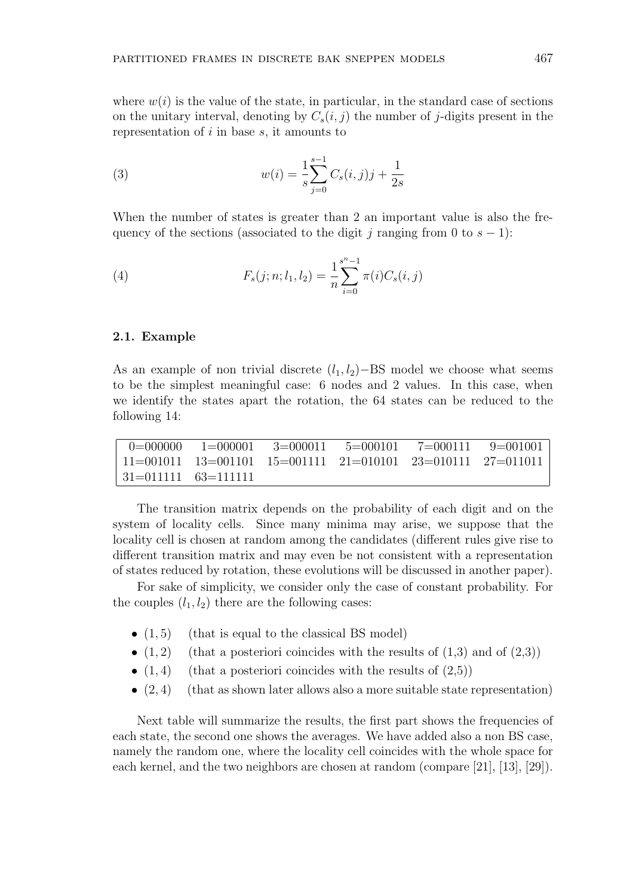where $w(i)$ is the value of the state, in particular, in the standard case of sections on the unitary interval, denoting by $C_s(i,j)$ the number of $j$-digits present in the representation of $i$ in base $s$, it amounts to

$$w(i) = \frac{1}{s}\sum_{j=0}^{s-1} C_s(i,j)j + \frac{1}{2s} \tag{3}$$

When the number of states is greater than 2 an important value is also the frequency of the sections (associated to the digit $j$ ranging from 0 to $s-1$):

$$F_s(j;n;l_1,l_2) = \frac{1}{n}\sum_{i=0}^{s^n-1} \pi(i) C_s(i,j) \tag{4}$$

### 2.1. Example

As an example of non trivial discrete $(l_1,l_2)-$BS model we choose what seems to be the simplest meaningful case: 6 nodes and 2 values. In this case, when we identify the states apart the rotation, the 64 states can be reduced to the following 14:

| | | | | | |
|---|---|---|---|---|---|
| 0=000000 | 1=000001 | 3=000011 | 5=000101 | 7=000111 | 9=001001 |
| 11=001011 | 13=001101 | 15=001111 | 21=010101 | 23=010111 | 27=011011 |
| 31=011111 | 63=111111 | | | | |

The transition matrix depends on the probability of each digit and on the system of locality cells. Since many minima may arise, we suppose that the locality cell is chosen at random among the candidates (different rules give rise to different transition matrix and may even be not consistent with a representation of states reduced by rotation, these evolutions will be discussed in another paper).

For sake of simplicity, we consider only the case of constant probability. For the couples $(l_1,l_2)$ there are the following cases:

- $(1,5)$ (that is equal to the classical BS model)
- $(1,2)$ (that a posteriori coincides with the results of (1,3) and of (2,3))
- $(1,4)$ (that a posteriori coincides with the results of (2,5))
- $(2,4)$ (that as shown later allows also a more suitable state representation)

Next table will summarize the results, the first part shows the frequencies of each state, the second one shows the averages. We have added also a non BS case, namely the random one, where the locality cell coincides with the whole space for each kernel, and the two neighbors are chosen at random (compare [21], [13], [29]).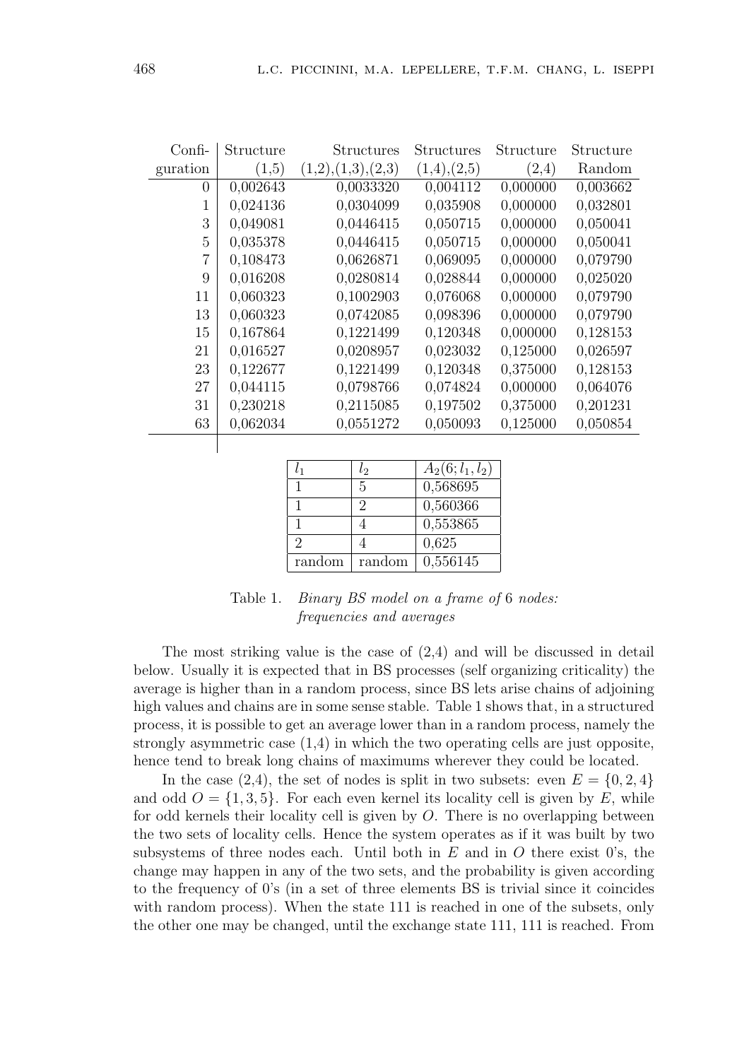| Configuration | Structure (1,5) | Structures (1,2),(1,3),(2,3) | Structures (1,4),(2,5) | Structure (2,4) | Structure Random |
|---|---|---|---|---|---|
| 0 | 0,002643 | 0,0033320 | 0,004112 | 0,000000 | 0,003662 |
| 1 | 0,024136 | 0,0304099 | 0,035908 | 0,000000 | 0,032801 |
| 3 | 0,049081 | 0,0446415 | 0,050715 | 0,000000 | 0,050041 |
| 5 | 0,035378 | 0,0446415 | 0,050715 | 0,000000 | 0,050041 |
| 7 | 0,108473 | 0,0626871 | 0,069095 | 0,000000 | 0,079790 |
| 9 | 0,016208 | 0,0280814 | 0,028844 | 0,000000 | 0,025020 |
| 11 | 0,060323 | 0,1002903 | 0,076068 | 0,000000 | 0,079790 |
| 13 | 0,060323 | 0,0742085 | 0,098396 | 0,000000 | 0,079790 |
| 15 | 0,167864 | 0,1221499 | 0,120348 | 0,000000 | 0,128153 |
| 21 | 0,016527 | 0,0208957 | 0,023032 | 0,125000 | 0,026597 |
| 23 | 0,122677 | 0,1221499 | 0,120348 | 0,375000 | 0,128153 |
| 27 | 0,044115 | 0,0798766 | 0,074824 | 0,000000 | 0,064076 |
| 31 | 0,230218 | 0,2115085 | 0,197502 | 0,375000 | 0,201231 |
| 63 | 0,062034 | 0,0551272 | 0,050093 | 0,125000 | 0,050854 |

| $l_1$ | $l_2$ | $A_2(6; l_1, l_2)$ |
|---|---|---|
| 1 | 5 | 0,568695 |
| 1 | 2 | 0,560366 |
| 1 | 4 | 0,553865 |
| 2 | 4 | 0,625 |
| random | random | 0,556145 |

Table 1. *Binary BS model on a frame of* 6 *nodes: frequencies and averages*

The most striking value is the case of (2,4) and will be discussed in detail below. Usually it is expected that in BS processes (self organizing criticality) the average is higher than in a random process, since BS lets arise chains of adjoining high values and chains are in some sense stable. Table 1 shows that, in a structured process, it is possible to get an average lower than in a random process, namely the strongly asymmetric case (1,4) in which the two operating cells are just opposite, hence tend to break long chains of maximums wherever they could be located.

In the case (2,4), the set of nodes is split in two subsets: even $E = \{0, 2, 4\}$ and odd $O = \{1, 3, 5\}$. For each even kernel its locality cell is given by $E$, while for odd kernels their locality cell is given by $O$. There is no overlapping between the two sets of locality cells. Hence the system operates as if it was built by two subsystems of three nodes each. Until both in $E$ and in $O$ there exist 0's, the change may happen in any of the two sets, and the probability is given according to the frequency of 0's (in a set of three elements BS is trivial since it coincides with random process). When the state 111 is reached in one of the subsets, only the other one may be changed, until the exchange state 111, 111 is reached. From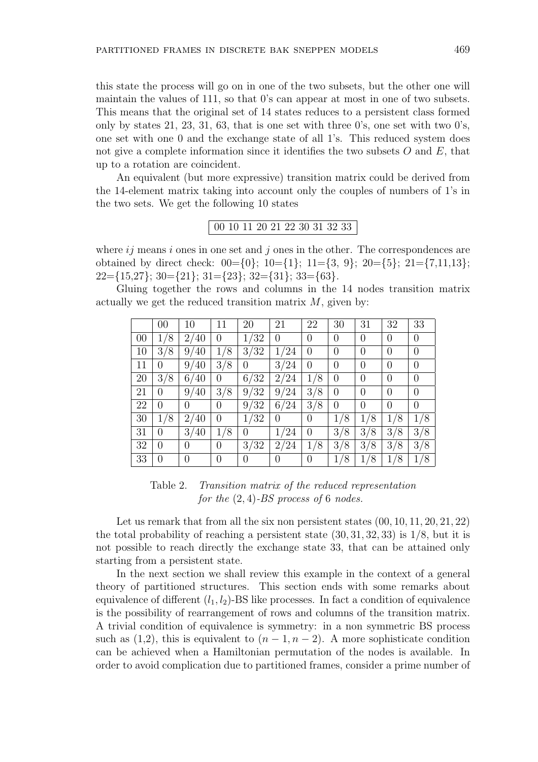this state the process will go on in one of the two subsets, but the other one will maintain the values of 111, so that 0's can appear at most in one of two subsets. This means that the original set of 14 states reduces to a persistent class formed only by states 21, 23, 31, 63, that is one set with three 0's, one set with two 0's, one set with one 0 and the exchange state of all 1's. This reduced system does not give a complete information since it identifies the two subsets $O$ and $E$, that up to a rotation are coincident.

An equivalent (but more expressive) transition matrix could be derived from the 14-element matrix taking into account only the couples of numbers of 1's in the two sets. We get the following 10 states

| 00 10 11 20 21 22 30 31 32 33 |
|---|

where $ij$ means $i$ ones in one set and $j$ ones in the other. The correspondences are obtained by direct check: 00={0}; 10={1}; 11={3, 9}; 20={5}; 21={7,11,13}; 22={15,27}; 30={21}; 31={23}; 32={31}; 33={63}.

Gluing together the rows and columns in the 14 nodes transition matrix actually we get the reduced transition matrix $M$, given by:

| | 00 | 10 | 11 | 20 | 21 | 22 | 30 | 31 | 32 | 33 |
|---|---|---|---|---|---|---|---|---|---|---|
| 00 | 1/8 | 2/40 | 0 | 1/32 | 0 | 0 | 0 | 0 | 0 | 0 |
| 10 | 3/8 | 9/40 | 1/8 | 3/32 | 1/24 | 0 | 0 | 0 | 0 | 0 |
| 11 | 0 | 9/40 | 3/8 | 0 | 3/24 | 0 | 0 | 0 | 0 | 0 |
| 20 | 3/8 | 6/40 | 0 | 6/32 | 2/24 | 1/8 | 0 | 0 | 0 | 0 |
| 21 | 0 | 9/40 | 3/8 | 9/32 | 9/24 | 3/8 | 0 | 0 | 0 | 0 |
| 22 | 0 | 0 | 0 | 9/32 | 6/24 | 3/8 | 0 | 0 | 0 | 0 |
| 30 | 1/8 | 2/40 | 0 | 1/32 | 0 | 0 | 1/8 | 1/8 | 1/8 | 1/8 |
| 31 | 0 | 3/40 | 1/8 | 0 | 1/24 | 0 | 3/8 | 3/8 | 3/8 | 3/8 |
| 32 | 0 | 0 | 0 | 3/32 | 2/24 | 1/8 | 3/8 | 3/8 | 3/8 | 3/8 |
| 33 | 0 | 0 | 0 | 0 | 0 | 0 | 1/8 | 1/8 | 1/8 | 1/8 |

Table 2. *Transition matrix of the reduced representation for the* $(2, 4)$*-BS process of* 6 *nodes.*

Let us remark that from all the six non persistent states $(00, 10, 11, 20, 21, 22)$ the total probability of reaching a persistent state $(30, 31, 32, 33)$ is $1/8$, but it is not possible to reach directly the exchange state 33, that can be attained only starting from a persistent state.

In the next section we shall review this example in the context of a general theory of partitioned structures. This section ends with some remarks about equivalence of different $(l_1, l_2)$-BS like processes. In fact a condition of equivalence is the possibility of rearrangement of rows and columns of the transition matrix. A trivial condition of equivalence is symmetry: in a non symmetric BS process such as (1,2), this is equivalent to $(n-1, n-2)$. A more sophisticate condition can be achieved when a Hamiltonian permutation of the nodes is available. In order to avoid complication due to partitioned frames, consider a prime number of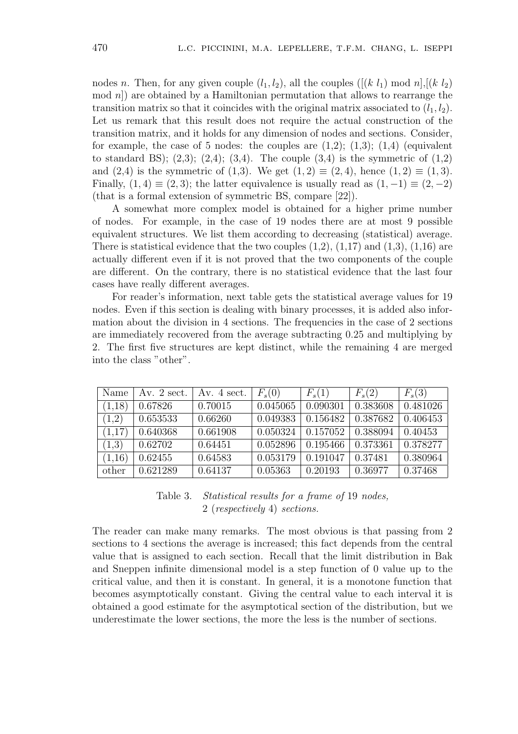nodes $n$. Then, for any given couple $(l_1, l_2)$, all the couples $([(k\ l_1) \bmod n],[(k\ l_2) \bmod n])$ are obtained by a Hamiltonian permutation that allows to rearrange the transition matrix so that it coincides with the original matrix associated to $(l_1, l_2)$. Let us remark that this result does not require the actual construction of the transition matrix, and it holds for any dimension of nodes and sections. Consider, for example, the case of 5 nodes: the couples are (1,2); (1,3); (1,4) (equivalent to standard BS); (2,3); (2,4); (3,4). The couple (3,4) is the symmetric of (1,2) and (2,4) is the symmetric of (1,3). We get $(1,2) \equiv (2,4)$, hence $(1,2) \equiv (1,3)$. Finally, $(1,4) \equiv (2,3)$; the latter equivalence is usually read as $(1,-1) \equiv (2,-2)$ (that is a formal extension of symmetric BS, compare [22]).

A somewhat more complex model is obtained for a higher prime number of nodes. For example, in the case of 19 nodes there are at most 9 possible equivalent structures. We list them according to decreasing (statistical) average. There is statistical evidence that the two couples (1,2), (1,17) and (1,3), (1,16) are actually different even if it is not proved that the two components of the couple are different. On the contrary, there is no statistical evidence that the last four cases have really different averages.

For reader's information, next table gets the statistical average values for 19 nodes. Even if this section is dealing with binary processes, it is added also information about the division in 4 sections. The frequencies in the case of 2 sections are immediately recovered from the average subtracting 0.25 and multiplying by 2. The first five structures are kept distinct, while the remaining 4 are merged into the class "other".

| Name | Av. 2 sect. | Av. 4 sect. | $F_s(0)$ | $F_s(1)$ | $F_s(2)$ | $F_s(3)$ |
|---|---|---|---|---|---|---|
| (1,18) | 0.67826 | 0.70015 | 0.045065 | 0.090301 | 0.383608 | 0.481026 |
| (1,2) | 0.653533 | 0.66260 | 0.049383 | 0.156482 | 0.387682 | 0.406453 |
| (1,17) | 0.640368 | 0.661908 | 0.050324 | 0.157052 | 0.388094 | 0.40453 |
| (1,3) | 0.62702 | 0.64451 | 0.052896 | 0.195466 | 0.373361 | 0.378277 |
| (1,16) | 0.62455 | 0.64583 | 0.053179 | 0.191047 | 0.37481 | 0.380964 |
| other | 0.621289 | 0.64137 | 0.05363 | 0.20193 | 0.36977 | 0.37468 |

Table 3. *Statistical results for a frame of* 19 *nodes,* 2 (*respectively* 4) *sections.*

The reader can make many remarks. The most obvious is that passing from 2 sections to 4 sections the average is increased; this fact depends from the central value that is assigned to each section. Recall that the limit distribution in Bak and Sneppen infinite dimensional model is a step function of 0 value up to the critical value, and then it is constant. In general, it is a monotone function that becomes asymptotically constant. Giving the central value to each interval it is obtained a good estimate for the asymptotical section of the distribution, but we underestimate the lower sections, the more the less is the number of sections.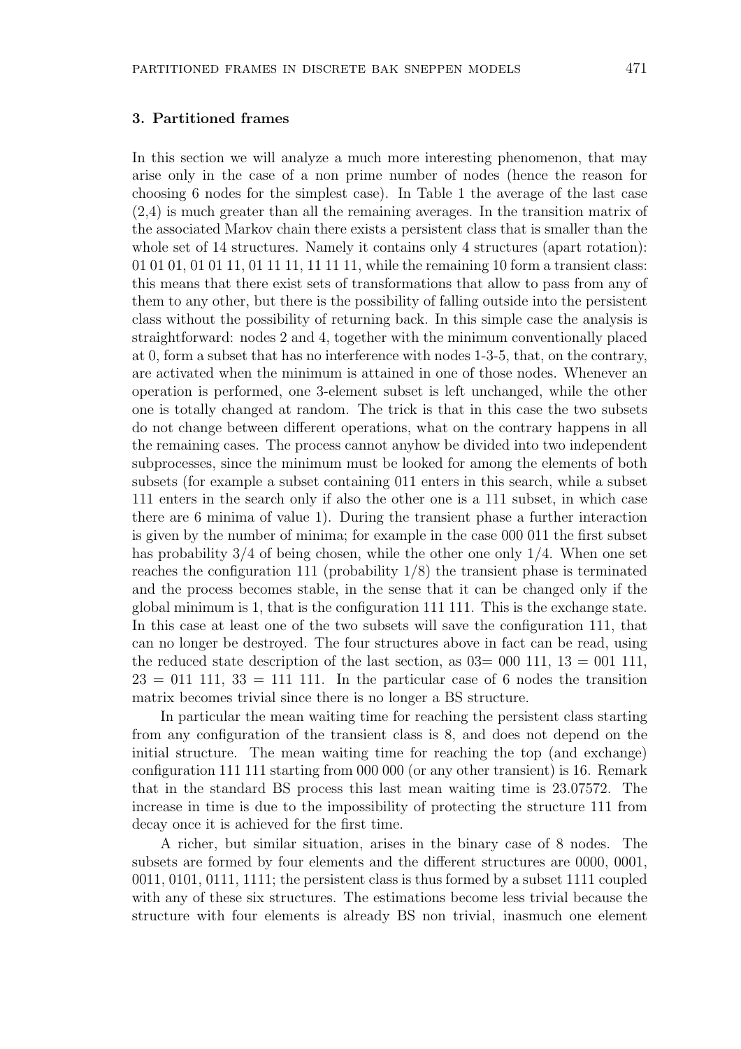## 3. Partitioned frames

In this section we will analyze a much more interesting phenomenon, that may arise only in the case of a non prime number of nodes (hence the reason for choosing 6 nodes for the simplest case). In Table 1 the average of the last case (2,4) is much greater than all the remaining averages. In the transition matrix of the associated Markov chain there exists a persistent class that is smaller than the whole set of 14 structures. Namely it contains only 4 structures (apart rotation): 01 01 01, 01 01 11, 01 11 11, 11 11 11, while the remaining 10 form a transient class: this means that there exist sets of transformations that allow to pass from any of them to any other, but there is the possibility of falling outside into the persistent class without the possibility of returning back. In this simple case the analysis is straightforward: nodes 2 and 4, together with the minimum conventionally placed at 0, form a subset that has no interference with nodes 1-3-5, that, on the contrary, are activated when the minimum is attained in one of those nodes. Whenever an operation is performed, one 3-element subset is left unchanged, while the other one is totally changed at random. The trick is that in this case the two subsets do not change between different operations, what on the contrary happens in all the remaining cases. The process cannot anyhow be divided into two independent subprocesses, since the minimum must be looked for among the elements of both subsets (for example a subset containing 011 enters in this search, while a subset 111 enters in the search only if also the other one is a 111 subset, in which case there are 6 minima of value 1). During the transient phase a further interaction is given by the number of minima; for example in the case 000 011 the first subset has probability $3/4$ of being chosen, while the other one only $1/4$. When one set reaches the configuration 111 (probability $1/8$) the transient phase is terminated and the process becomes stable, in the sense that it can be changed only if the global minimum is 1, that is the configuration 111 111. This is the exchange state. In this case at least one of the two subsets will save the configuration 111, that can no longer be destroyed. The four structures above in fact can be read, using the reduced state description of the last section, as 03= 000 111, 13 = 001 111, 23 = 011 111, 33 = 111 111. In the particular case of 6 nodes the transition matrix becomes trivial since there is no longer a BS structure.

In particular the mean waiting time for reaching the persistent class starting from any configuration of the transient class is 8, and does not depend on the initial structure. The mean waiting time for reaching the top (and exchange) configuration 111 111 starting from 000 000 (or any other transient) is 16. Remark that in the standard BS process this last mean waiting time is 23.07572. The increase in time is due to the impossibility of protecting the structure 111 from decay once it is achieved for the first time.

A richer, but similar situation, arises in the binary case of 8 nodes. The subsets are formed by four elements and the different structures are 0000, 0001, 0011, 0101, 0111, 1111; the persistent class is thus formed by a subset 1111 coupled with any of these six structures. The estimations become less trivial because the structure with four elements is already BS non trivial, inasmuch one element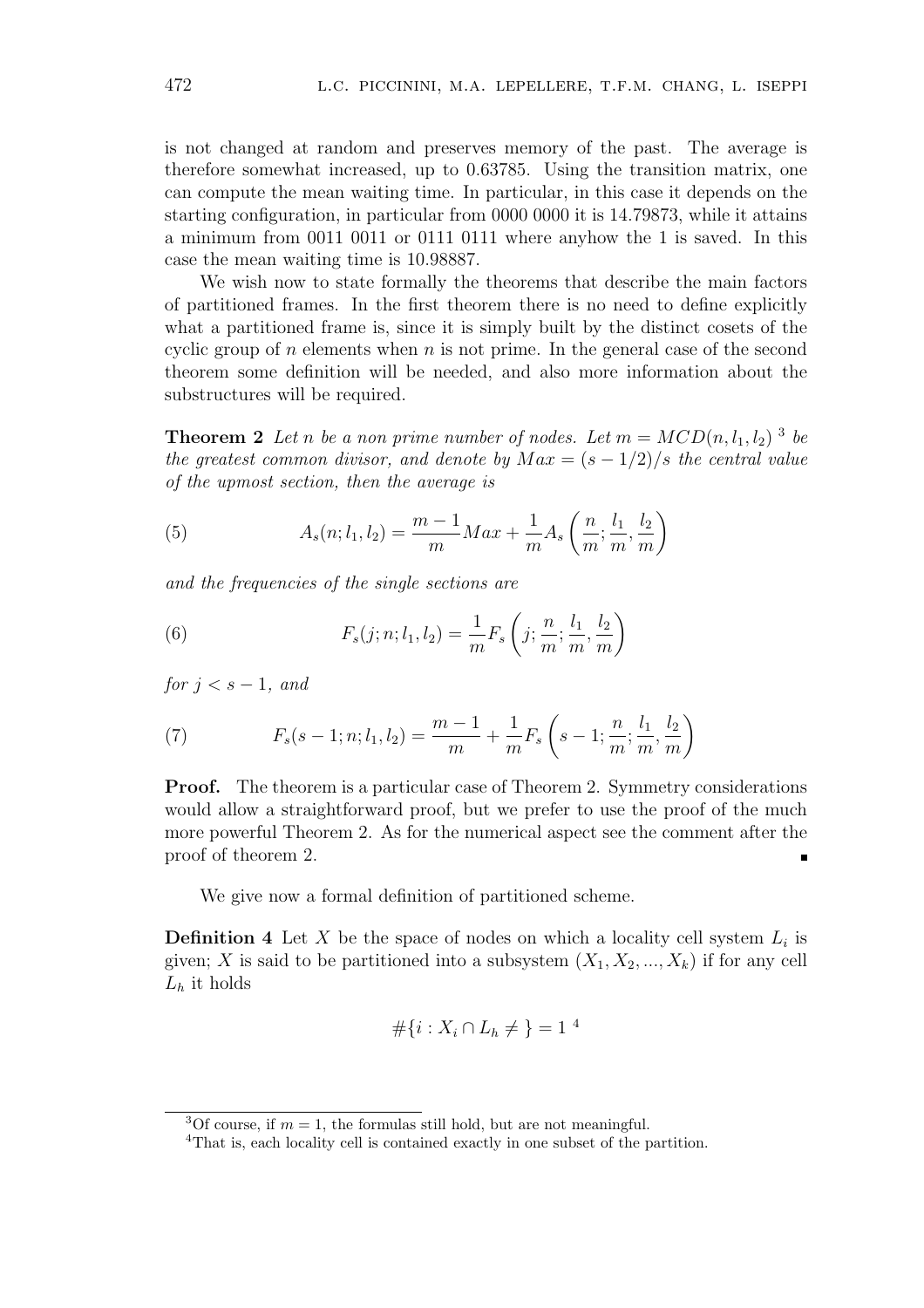is not changed at random and preserves memory of the past. The average is therefore somewhat increased, up to 0.63785. Using the transition matrix, one can compute the mean waiting time. In particular, in this case it depends on the starting configuration, in particular from 0000 0000 it is 14.79873, while it attains a minimum from 0011 0011 or 0111 0111 where anyhow the 1 is saved. In this case the mean waiting time is 10.98887.

We wish now to state formally the theorems that describe the main factors of partitioned frames. In the first theorem there is no need to define explicitly what a partitioned frame is, since it is simply built by the distinct cosets of the cyclic group of $n$ elements when $n$ is not prime. In the general case of the second theorem some definition will be needed, and also more information about the substructures will be required.

**Theorem 2** *Let $n$ be a non prime number of nodes. Let $m = MCD(n, l_1, l_2)$ [3] be the greatest common divisor, and denote by $Max = (s - 1/2)/s$ the central value of the upmost section, then the average is*

$$A_s(n; l_1, l_2) = \frac{m-1}{m} Max + \frac{1}{m} A_s\left(\frac{n}{m}; \frac{l_1}{m}, \frac{l_2}{m}\right) \tag{5}$$

*and the frequencies of the single sections are*

$$F_s(j; n; l_1, l_2) = \frac{1}{m} F_s\left(j; \frac{n}{m}; \frac{l_1}{m}, \frac{l_2}{m}\right) \tag{6}$$

*for $j < s - 1$, and*

$$F_s(s-1; n; l_1, l_2) = \frac{m-1}{m} + \frac{1}{m} F_s\left(s-1; \frac{n}{m}; \frac{l_1}{m}, \frac{l_2}{m}\right) \tag{7}$$

**Proof.** The theorem is a particular case of Theorem 2. Symmetry considerations would allow a straightforward proof, but we prefer to use the proof of the much more powerful Theorem 2. As for the numerical aspect see the comment after the proof of theorem 2. ∎

We give now a formal definition of partitioned scheme.

**Definition 4** Let $X$ be the space of nodes on which a locality cell system $L_i$ is given; $X$ is said to be partitioned into a subsystem $(X_1, X_2, ..., X_k)$ if for any cell $L_h$ it holds

$$\#\{i : X_i \cap L_h \neq \} = 1$$ [4]

[3] Of course, if $m = 1$, the formulas still hold, but are not meaningful.

[4] That is, each locality cell is contained exactly in one subset of the partition.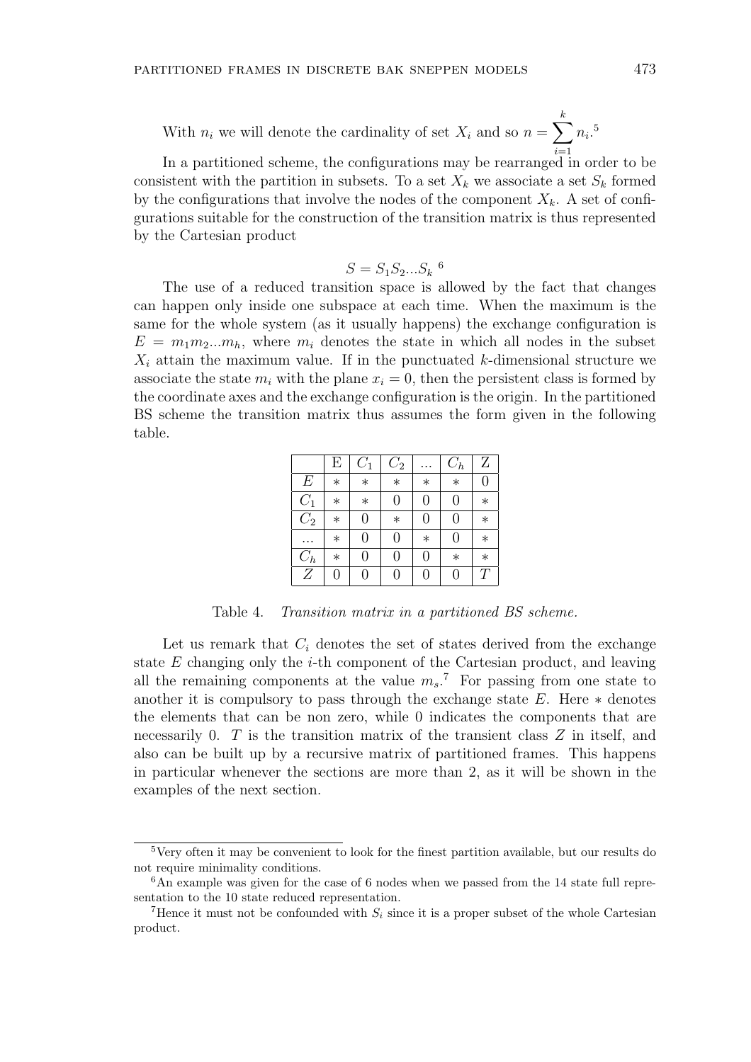With $n_i$ we will denote the cardinality of set $X_i$ and so $n = \sum_{i=1}^{k} n_i$.[5]

In a partitioned scheme, the configurations may be rearranged in order to be consistent with the partition in subsets. To a set $X_k$ we associate a set $S_k$ formed by the configurations that involve the nodes of the component $X_k$. A set of configurations suitable for the construction of the transition matrix is thus represented by the Cartesian product

$$S = S_1 S_2 ... S_k$$ [6]

The use of a reduced transition space is allowed by the fact that changes can happen only inside one subspace at each time. When the maximum is the same for the whole system (as it usually happens) the exchange configuration is $E = m_1 m_2 ... m_h$, where $m_i$ denotes the state in which all nodes in the subset $X_i$ attain the maximum value. If in the punctuated $k$-dimensional structure we associate the state $m_i$ with the plane $x_i = 0$, then the persistent class is formed by the coordinate axes and the exchange configuration is the origin. In the partitioned BS scheme the transition matrix thus assumes the form given in the following table.

| | E | $C_1$ | $C_2$ | ... | $C_h$ | Z |
|---|---|---|---|---|---|---|
| $E$ | * | * | * | * | * | 0 |
| $C_1$ | * | * | 0 | 0 | 0 | * |
| $C_2$ | * | 0 | * | 0 | 0 | * |
| ... | * | 0 | 0 | * | 0 | * |
| $C_h$ | * | 0 | 0 | 0 | * | * |
| $Z$ | 0 | 0 | 0 | 0 | 0 | $T$ |

Table 4. *Transition matrix in a partitioned BS scheme.*

Let us remark that $C_i$ denotes the set of states derived from the exchange state $E$ changing only the $i$-th component of the Cartesian product, and leaving all the remaining components at the value $m_s$.[7] For passing from one state to another it is compulsory to pass through the exchange state $E$. Here * denotes the elements that can be non zero, while 0 indicates the components that are necessarily 0. $T$ is the transition matrix of the transient class $Z$ in itself, and also can be built up by a recursive matrix of partitioned frames. This happens in particular whenever the sections are more than 2, as it will be shown in the examples of the next section.

---

[5] Very often it may be convenient to look for the finest partition available, but our results do not require minimality conditions.

[6] An example was given for the case of 6 nodes when we passed from the 14 state full representation to the 10 state reduced representation.

[7] Hence it must not be confounded with $S_i$ since it is a proper subset of the whole Cartesian product.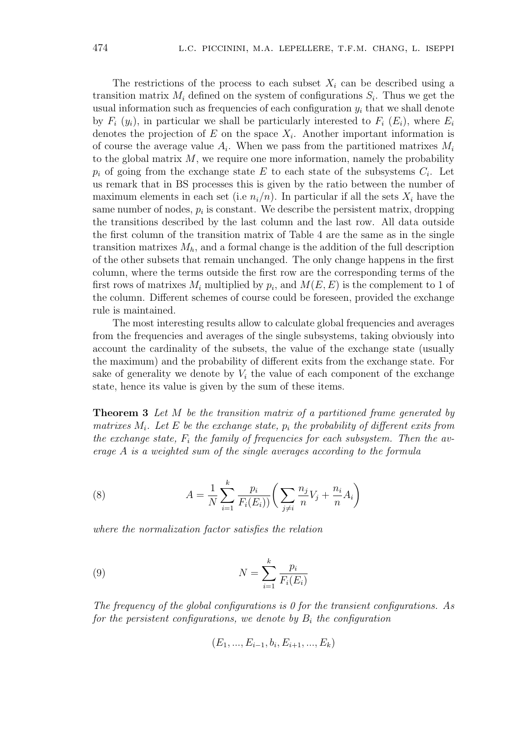The restrictions of the process to each subset $X_i$ can be described using a transition matrix $M_i$ defined on the system of configurations $S_i$. Thus we get the usual information such as frequencies of each configuration $y_i$ that we shall denote by $F_i\ (y_i)$, in particular we shall be particularly interested to $F_i\ (E_i)$, where $E_i$ denotes the projection of $E$ on the space $X_i$. Another important information is of course the average value $A_i$. When we pass from the partitioned matrixes $M_i$ to the global matrix $M$, we require one more information, namely the probability $p_i$ of going from the exchange state $E$ to each state of the subsystems $C_i$. Let us remark that in BS processes this is given by the ratio between the number of maximum elements in each set (i.e $n_i/n$). In particular if all the sets $X_i$ have the same number of nodes, $p_i$ is constant. We describe the persistent matrix, dropping the transitions described by the last column and the last row. All data outside the first column of the transition matrix of Table 4 are the same as in the single transition matrixes $M_h$, and a formal change is the addition of the full description of the other subsets that remain unchanged. The only change happens in the first column, where the terms outside the first row are the corresponding terms of the first rows of matrixes $M_i$ multiplied by $p_i$, and $M(E, E)$ is the complement to 1 of the column. Different schemes of course could be foreseen, provided the exchange rule is maintained.

The most interesting results allow to calculate global frequencies and averages from the frequencies and averages of the single subsystems, taking obviously into account the cardinality of the subsets, the value of the exchange state (usually the maximum) and the probability of different exits from the exchange state. For sake of generality we denote by $V_i$ the value of each component of the exchange state, hence its value is given by the sum of these items.

**Theorem 3** *Let $M$ be the transition matrix of a partitioned frame generated by matrixes $M_i$. Let $E$ be the exchange state, $p_i$ the probability of different exits from the exchange state, $F_i$ the family of frequencies for each subsystem. Then the average $A$ is a weighted sum of the single averages according to the formula*

$$A = \frac{1}{N} \sum_{i=1}^{k} \frac{p_i}{F_i(E_i))} \biggl( \sum_{j \neq i} \frac{n_j}{n} V_j + \frac{n_i}{n} A_i \biggr) \tag{8}$$

*where the normalization factor satisfies the relation*

$$N = \sum_{i=1}^{k} \frac{p_i}{F_i(E_i)} \tag{9}$$

*The frequency of the global configurations is 0 for the transient configurations. As for the persistent configurations, we denote by $B_i$ the configuration*

$$(E_1, ..., E_{i-1}, b_i, E_{i+1}, ..., E_k)$$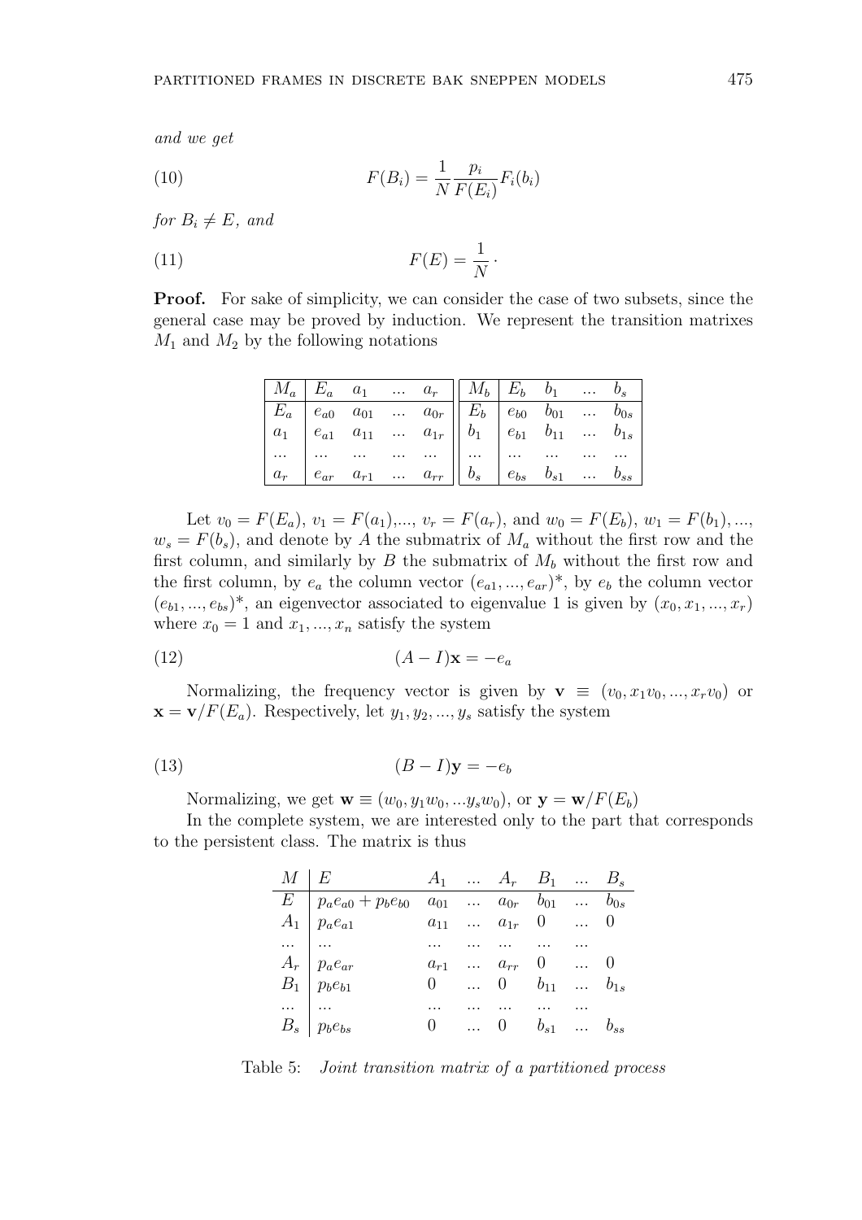*and we get*

$$F(B_i) = \frac{1}{N}\frac{p_i}{F(E_i)}F_i(b_i) \tag{10}$$

*for $B_i \neq E$, and*

$$F(E) = \frac{1}{N}\cdot \tag{11}$$

**Proof.** For sake of simplicity, we can consider the case of two subsets, since the general case may be proved by induction. We represent the transition matrixes $M_1$ and $M_2$ by the following notations

| $M_a$ | $E_a$ | $a_1$ | ... | $a_r$ | $M_b$ | $E_b$ | $b_1$ | ... | $b_s$ |
|---|---|---|---|---|---|---|---|---|---|
| $E_a$ | $e_{a0}$ | $a_{01}$ | ... | $a_{0r}$ | $E_b$ | $e_{b0}$ | $b_{01}$ | ... | $b_{0s}$ |
| $a_1$ | $e_{a1}$ | $a_{11}$ | ... | $a_{1r}$ | $b_1$ | $e_{b1}$ | $b_{11}$ | ... | $b_{1s}$ |
| ... | ... | ... | ... | ... | ... | ... | ... | ... | ... |
| $a_r$ | $e_{ar}$ | $a_{r1}$ | ... | $a_{rr}$ | $b_s$ | $e_{bs}$ | $b_{s1}$ | ... | $b_{ss}$ |

Let $v_0 = F(E_a)$, $v_1 = F(a_1)$,..., $v_r = F(a_r)$, and $w_0 = F(E_b)$, $w_1 = F(b_1)$, ..., $w_s = F(b_s)$, and denote by $A$ the submatrix of $M_a$ without the first row and the first column, and similarly by $B$ the submatrix of $M_b$ without the first row and the first column, by $e_a$ the column vector $(e_{a1}, ..., e_{ar})^*$, by $e_b$ the column vector $(e_{b1}, ..., e_{bs})^*$, an eigenvector associated to eigenvalue 1 is given by $(x_0, x_1, ..., x_r)$ where $x_0 = 1$ and $x_1, ..., x_n$ satisfy the system

$$(A - I)\mathbf{x} = -e_a \tag{12}$$

Normalizing, the frequency vector is given by $\mathbf{v} \equiv (v_0, x_1v_0, ..., x_rv_0)$ or $\mathbf{x} = \mathbf{v}/F(E_a)$. Respectively, let $y_1, y_2, ..., y_s$ satisfy the system

$$(B - I)\mathbf{y} = -e_b \tag{13}$$

Normalizing, we get $\mathbf{w} \equiv (w_0, y_1w_0, ...y_sw_0)$, or $\mathbf{y} = \mathbf{w}/F(E_b)$

In the complete system, we are interested only to the part that corresponds to the persistent class. The matrix is thus

| $M$ | $E$ | $A_1$ | ... | $A_r$ | $B_1$ | ... | $B_s$ |
|---|---|---|---|---|---|---|---|
| $E$ | $p_ae_{a0} + p_be_{b0}$ | $a_{01}$ | ... | $a_{0r}$ | $b_{01}$ | ... | $b_{0s}$ |
| $A_1$ | $p_ae_{a1}$ | $a_{11}$ | ... | $a_{1r}$ | 0 | ... | 0 |
| ... | ... | ... | ... | ... | ... | ... | |
| $A_r$ | $p_ae_{ar}$ | $a_{r1}$ | ... | $a_{rr}$ | 0 | ... | 0 |
| $B_1$ | $p_be_{b1}$ | 0 | ... | 0 | $b_{11}$ | ... | $b_{1s}$ |
| ... | ... | ... | ... | ... | ... | ... | |
| $B_s$ | $p_be_{bs}$ | 0 | ... | 0 | $b_{s1}$ | ... | $b_{ss}$ |

Table 5: *Joint transition matrix of a partitioned process*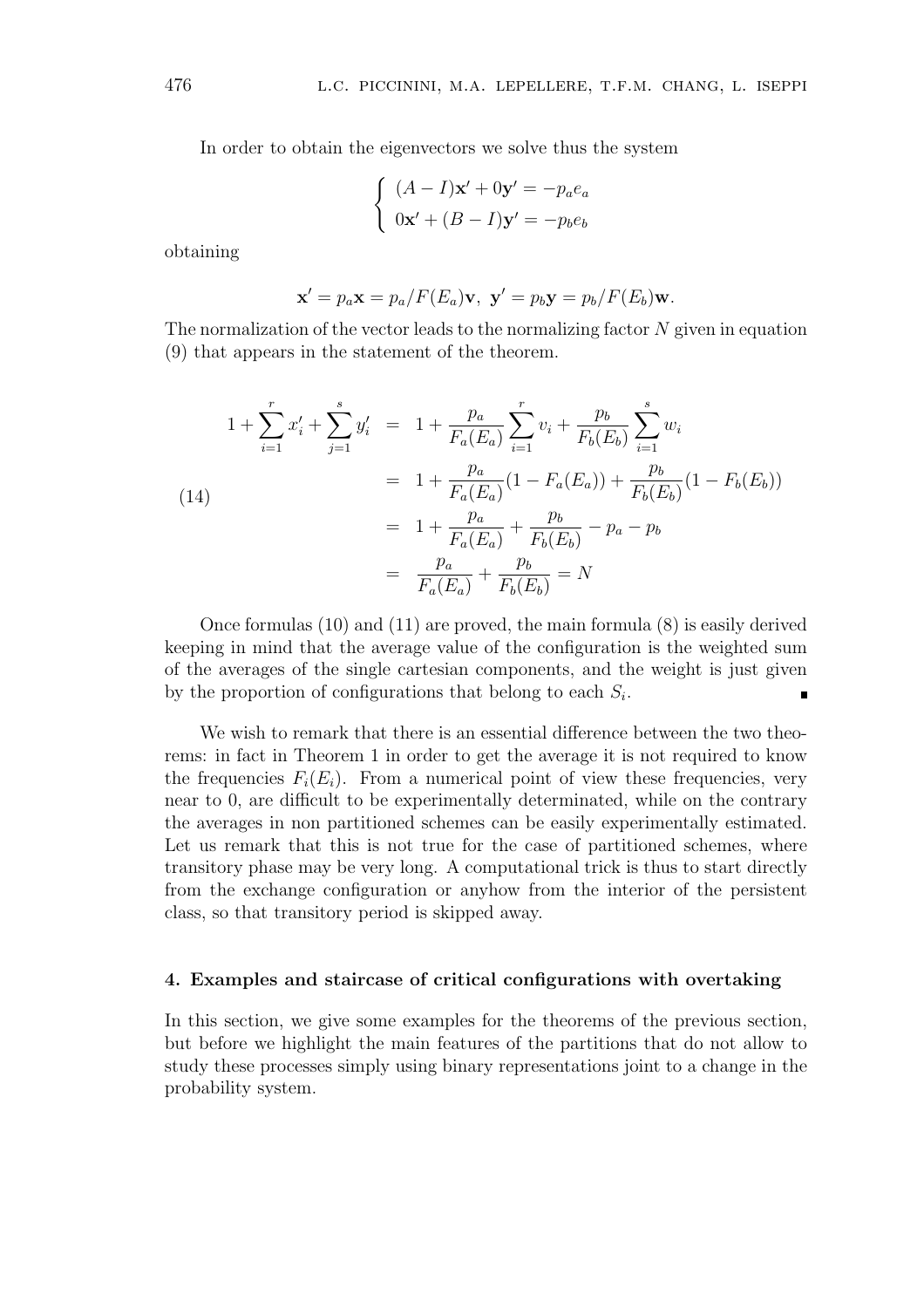In order to obtain the eigenvectors we solve thus the system

$$\begin{cases} (A-I)\mathbf{x}' + 0\mathbf{y}' = -p_a e_a \\ 0\mathbf{x}' + (B-I)\mathbf{y}' = -p_b e_b \end{cases}$$

obtaining

$$\mathbf{x}' = p_a \mathbf{x} = p_a / F(E_a)\mathbf{v}, \;\; \mathbf{y}' = p_b \mathbf{y} = p_b / F(E_b)\mathbf{w}.$$

The normalization of the vector leads to the normalizing factor $N$ given in equation (9) that appears in the statement of the theorem.

$$\begin{aligned}
1 + \sum_{i=1}^{r} x_i' + \sum_{j=1}^{s} y_i' &= 1 + \frac{p_a}{F_a(E_a)} \sum_{i=1}^{r} v_i + \frac{p_b}{F_b(E_b)} \sum_{i=1}^{s} w_i \\
&= 1 + \frac{p_a}{F_a(E_a)}(1 - F_a(E_a)) + \frac{p_b}{F_b(E_b)}(1 - F_b(E_b)) \\
&= 1 + \frac{p_a}{F_a(E_a)} + \frac{p_b}{F_b(E_b)} - p_a - p_b \\
&= \frac{p_a}{F_a(E_a)} + \frac{p_b}{F_b(E_b)} = N
\end{aligned} \tag{14}$$

Once formulas (10) and (11) are proved, the main formula (8) is easily derived keeping in mind that the average value of the configuration is the weighted sum of the averages of the single cartesian components, and the weight is just given by the proportion of configurations that belong to each $S_i$. ∎

We wish to remark that there is an essential difference between the two theorems: in fact in Theorem 1 in order to get the average it is not required to know the frequencies $F_i(E_i)$. From a numerical point of view these frequencies, very near to 0, are difficult to be experimentally determinated, while on the contrary the averages in non partitioned schemes can be easily experimentally estimated. Let us remark that this is not true for the case of partitioned schemes, where transitory phase may be very long. A computational trick is thus to start directly from the exchange configuration or anyhow from the interior of the persistent class, so that transitory period is skipped away.

## 4. Examples and staircase of critical configurations with overtaking

In this section, we give some examples for the theorems of the previous section, but before we highlight the main features of the partitions that do not allow to study these processes simply using binary representations joint to a change in the probability system.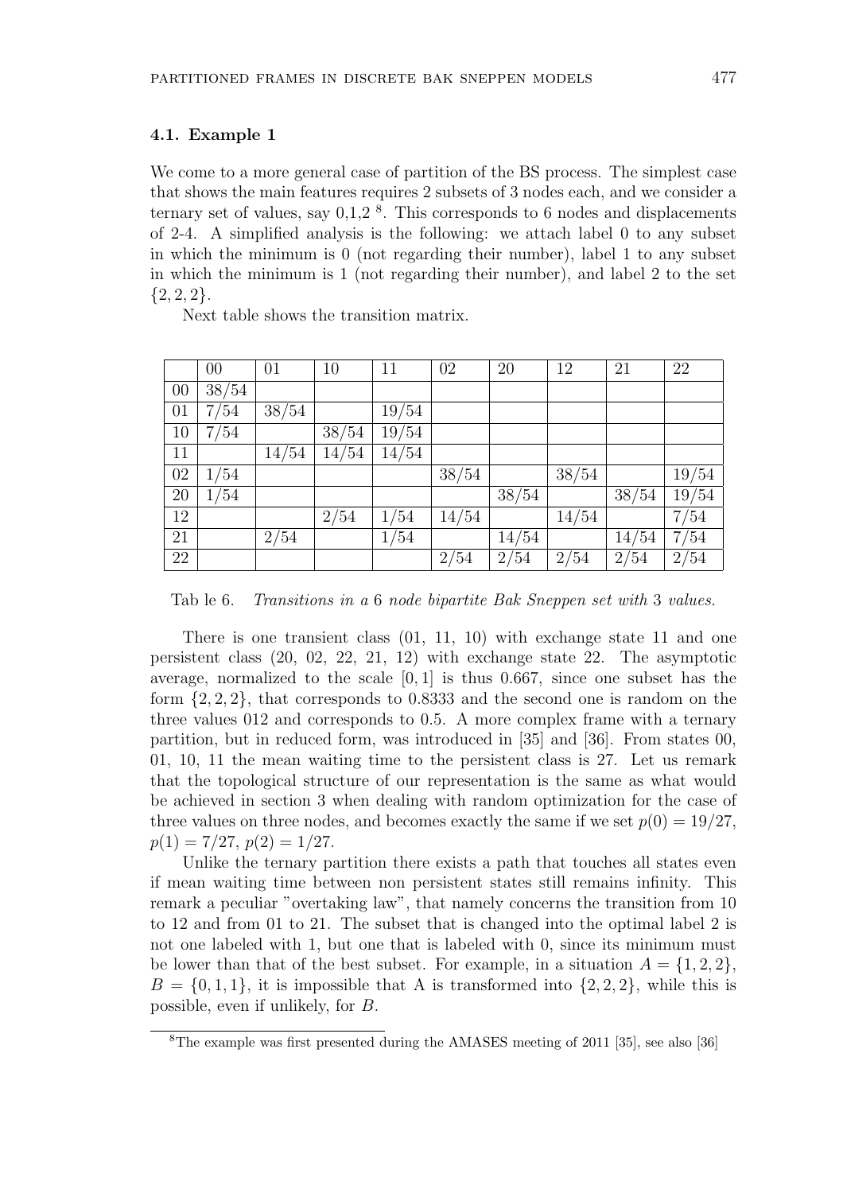### 4.1. Example 1

We come to a more general case of partition of the BS process. The simplest case that shows the main features requires 2 subsets of 3 nodes each, and we consider a ternary set of values, say 0,1,2 [8]. This corresponds to 6 nodes and displacements of 2-4. A simplified analysis is the following: we attach label 0 to any subset in which the minimum is 0 (not regarding their number), label 1 to any subset in which the minimum is 1 (not regarding their number), and label 2 to the set $\{2, 2, 2\}$.

Next table shows the transition matrix.

| | 00 | 01 | 10 | 11 | 02 | 20 | 12 | 21 | 22 |
|---|---|---|---|---|---|---|---|---|---|
| 00 | 38/54 | | | | | | | | |
| 01 | 7/54 | 38/54 | | 19/54 | | | | | |
| 10 | 7/54 | | 38/54 | 19/54 | | | | | |
| 11 | | 14/54 | 14/54 | 14/54 | | | | | |
| 02 | 1/54 | | | | 38/54 | | 38/54 | | 19/54 |
| 20 | 1/54 | | | | | 38/54 | | 38/54 | 19/54 |
| 12 | | | 2/54 | 1/54 | 14/54 | | 14/54 | | 7/54 |
| 21 | | 2/54 | | 1/54 | | 14/54 | | 14/54 | 7/54 |
| 22 | | | | | 2/54 | 2/54 | 2/54 | 2/54 | 2/54 |

Tab le 6. *Transitions in a* 6 *node bipartite Bak Sneppen set with* 3 *values.*

There is one transient class (01, 11, 10) with exchange state 11 and one persistent class (20, 02, 22, 21, 12) with exchange state 22. The asymptotic average, normalized to the scale $[0, 1]$ is thus 0.667, since one subset has the form $\{2, 2, 2\}$, that corresponds to 0.8333 and the second one is random on the three values 012 and corresponds to 0.5. A more complex frame with a ternary partition, but in reduced form, was introduced in [35] and [36]. From states 00, 01, 10, 11 the mean waiting time to the persistent class is 27. Let us remark that the topological structure of our representation is the same as what would be achieved in section 3 when dealing with random optimization for the case of three values on three nodes, and becomes exactly the same if we set $p(0) = 19/27$, $p(1) = 7/27$, $p(2) = 1/27$.

Unlike the ternary partition there exists a path that touches all states even if mean waiting time between non persistent states still remains infinity. This remark a peculiar "overtaking law", that namely concerns the transition from 10 to 12 and from 01 to 21. The subset that is changed into the optimal label 2 is not one labeled with 1, but one that is labeled with 0, since its minimum must be lower than that of the best subset. For example, in a situation $A = \{1, 2, 2\}$, $B = \{0, 1, 1\}$, it is impossible that A is transformed into $\{2, 2, 2\}$, while this is possible, even if unlikely, for $B$.

[8] The example was first presented during the AMASES meeting of 2011 [35], see also [36]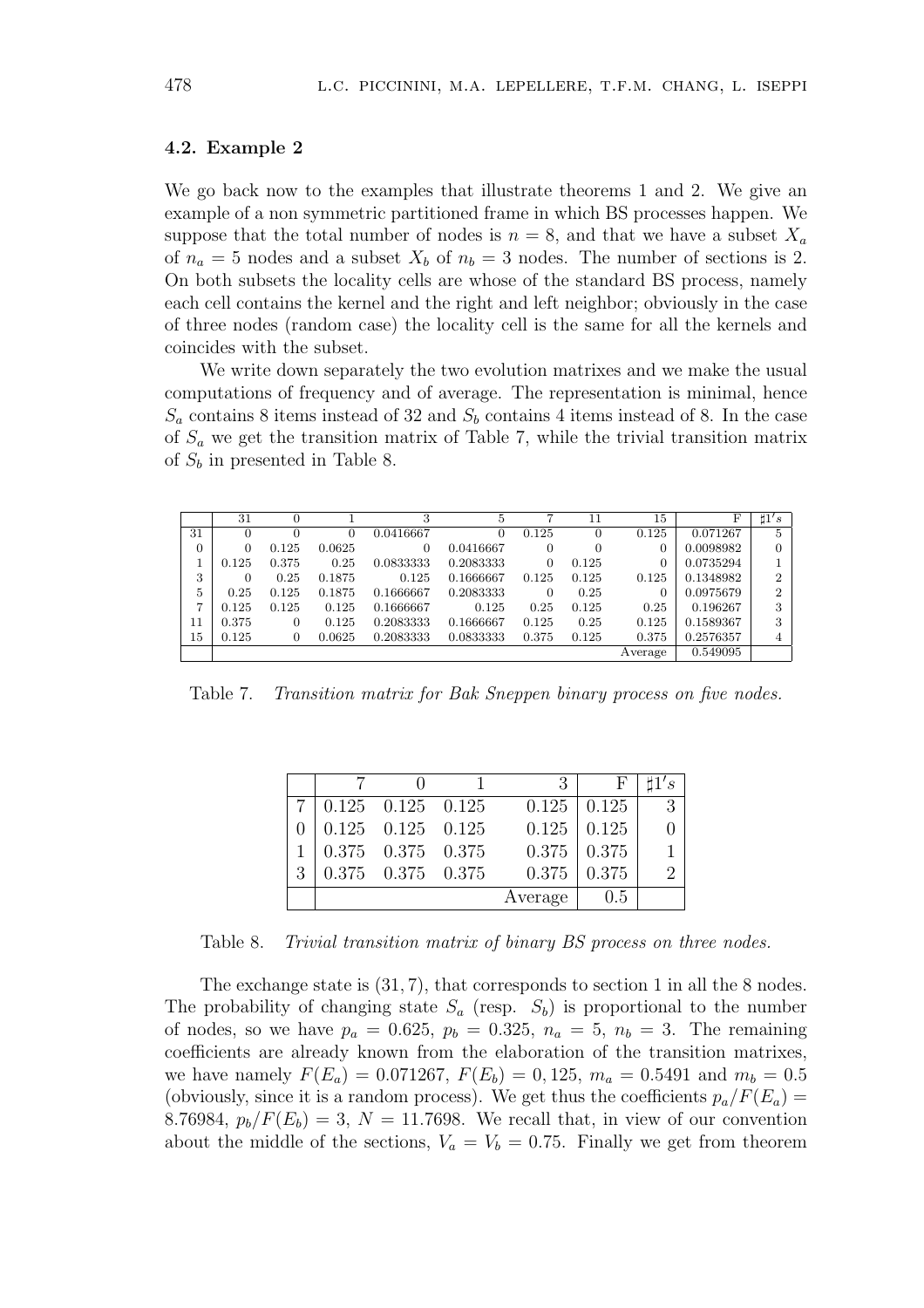### 4.2. Example 2

We go back now to the examples that illustrate theorems 1 and 2. We give an example of a non symmetric partitioned frame in which BS processes happen. We suppose that the total number of nodes is $n = 8$, and that we have a subset $X_a$ of $n_a = 5$ nodes and a subset $X_b$ of $n_b = 3$ nodes. The number of sections is 2. On both subsets the locality cells are whose of the standard BS process, namely each cell contains the kernel and the right and left neighbor; obviously in the case of three nodes (random case) the locality cell is the same for all the kernels and coincides with the subset.

We write down separately the two evolution matrixes and we make the usual computations of frequency and of average. The representation is minimal, hence $S_a$ contains 8 items instead of 32 and $S_b$ contains 4 items instead of 8. In the case of $S_a$ we get the transition matrix of Table 7, while the trivial transition matrix of $S_b$ in presented in Table 8.

| | 31 | 0 | 1 | 3 | 5 | 7 | 11 | 15 | F | $\sharp 1's$ |
|---|---|---|---|---|---|---|---|---|---|---|
| 31 | 0 | 0 | 0 | 0.0416667 | 0 | 0.125 | 0 | 0.125 | 0.071267 | 5 |
| 0 | 0 | 0.125 | 0.0625 | 0 | 0.0416667 | 0 | 0 | 0 | 0.0098982 | 0 |
| 1 | 0.125 | 0.375 | 0.25 | 0.0833333 | 0.2083333 | 0 | 0.125 | 0 | 0.0735294 | 1 |
| 3 | 0 | 0.25 | 0.1875 | 0.125 | 0.1666667 | 0.125 | 0.125 | 0.125 | 0.1348982 | 2 |
| 5 | 0.25 | 0.125 | 0.1875 | 0.1666667 | 0.2083333 | 0 | 0.25 | 0 | 0.0975679 | 2 |
| 7 | 0.125 | 0.125 | 0.125 | 0.1666667 | 0.125 | 0.25 | 0.125 | 0.25 | 0.196267 | 3 |
| 11 | 0.375 | 0 | 0.125 | 0.2083333 | 0.1666667 | 0.125 | 0.25 | 0.125 | 0.1589367 | 3 |
| 15 | 0.125 | 0 | 0.0625 | 0.2083333 | 0.0833333 | 0.375 | 0.125 | 0.375 | 0.2576357 | 4 |
| | | | | | | | | Average | 0.549095 | |

Table 7. *Transition matrix for Bak Sneppen binary process on five nodes.*

| | 7 | 0 | 1 | 3 | F | $\sharp 1's$ |
|---|---|---|---|---|---|---|
| 7 | 0.125 | 0.125 | 0.125 | 0.125 | 0.125 | 3 |
| 0 | 0.125 | 0.125 | 0.125 | 0.125 | 0.125 | 0 |
| 1 | 0.375 | 0.375 | 0.375 | 0.375 | 0.375 | 1 |
| 3 | 0.375 | 0.375 | 0.375 | 0.375 | 0.375 | 2 |
| | | | | Average | 0.5 | |

Table 8. *Trivial transition matrix of binary BS process on three nodes.*

The exchange state is $(31, 7)$, that corresponds to section 1 in all the 8 nodes. The probability of changing state $S_a$ (resp. $S_b$) is proportional to the number of nodes, so we have $p_a = 0.625$, $p_b = 0.325$, $n_a = 5$, $n_b = 3$. The remaining coefficients are already known from the elaboration of the transition matrixes, we have namely $F(E_a) = 0.071267$, $F(E_b) = 0, 125$, $m_a = 0.5491$ and $m_b = 0.5$ (obviously, since it is a random process). We get thus the coefficients $p_a/F(E_a) = 8.76984$, $p_b/F(E_b) = 3$, $N = 11.7698$. We recall that, in view of our convention about the middle of the sections, $V_a = V_b = 0.75$. Finally we get from theorem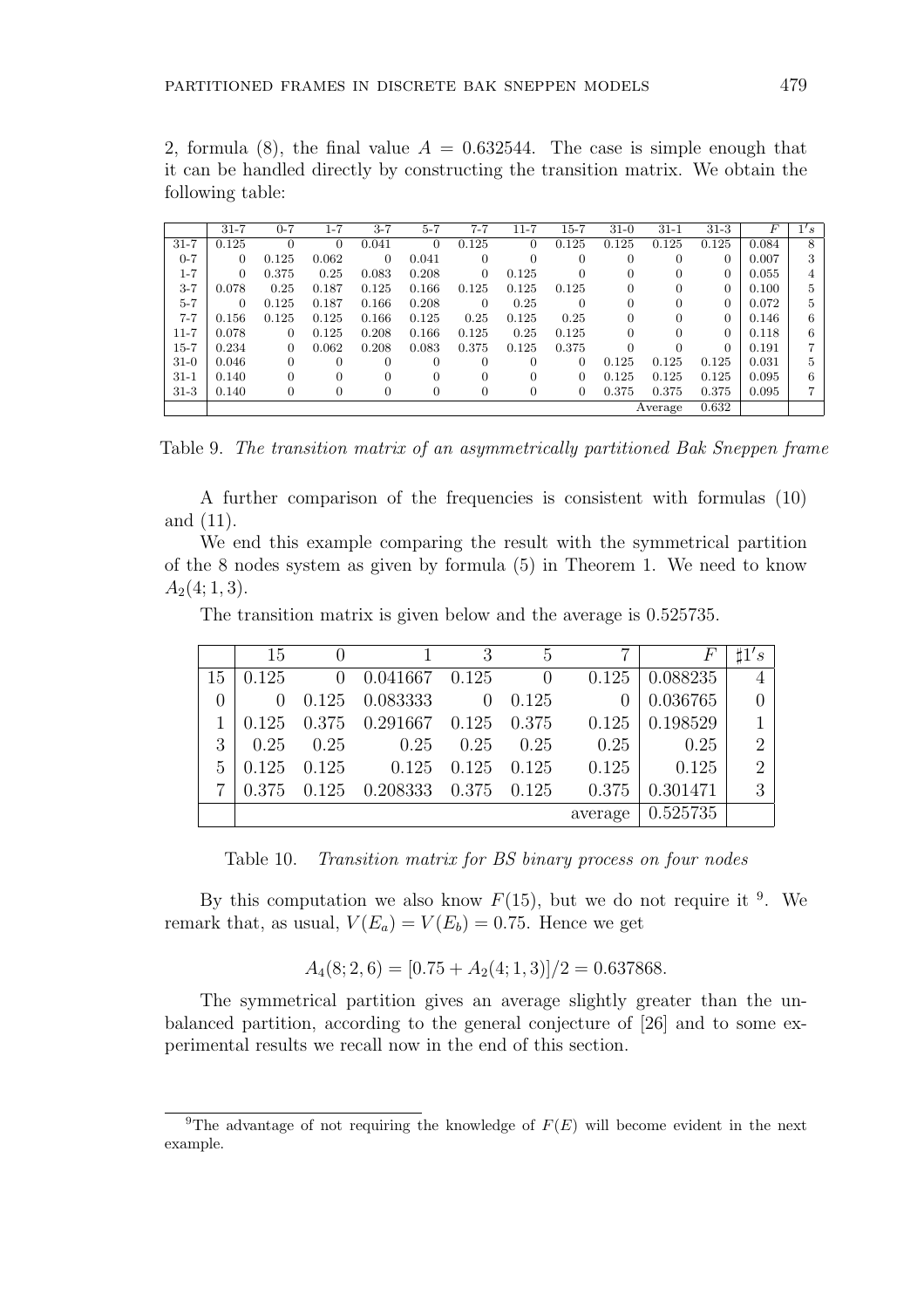2, formula (8), the final value $A = 0.632544$. The case is simple enough that it can be handled directly by constructing the transition matrix. We obtain the following table:

| | 31-7 | 0-7 | 1-7 | 3-7 | 5-7 | 7-7 | 11-7 | 15-7 | 31-0 | 31-1 | 31-3 | $F$ | $1's$ |
|---|---|---|---|---|---|---|---|---|---|---|---|---|---|
| 31-7 | 0.125 | 0 | 0 | 0.041 | 0 | 0.125 | 0 | 0.125 | 0.125 | 0.125 | 0.125 | 0.084 | 8 |
| 0-7 | 0 | 0.125 | 0.062 | 0 | 0.041 | 0 | 0 | 0 | 0 | 0 | 0 | 0.007 | 3 |
| 1-7 | 0 | 0.375 | 0.25 | 0.083 | 0.208 | 0 | 0.125 | 0 | 0 | 0 | 0 | 0.055 | 4 |
| 3-7 | 0.078 | 0.25 | 0.187 | 0.125 | 0.166 | 0.125 | 0.125 | 0.125 | 0 | 0 | 0 | 0.100 | 5 |
| 5-7 | 0 | 0.125 | 0.187 | 0.166 | 0.208 | 0 | 0.25 | 0 | 0 | 0 | 0 | 0.072 | 5 |
| 7-7 | 0.156 | 0.125 | 0.125 | 0.166 | 0.125 | 0.25 | 0.125 | 0.25 | 0 | 0 | 0 | 0.146 | 6 |
| 11-7 | 0.078 | 0 | 0.125 | 0.208 | 0.166 | 0.125 | 0.25 | 0.125 | 0 | 0 | 0 | 0.118 | 6 |
| 15-7 | 0.234 | 0 | 0.062 | 0.208 | 0.083 | 0.375 | 0.125 | 0.375 | 0 | 0 | 0 | 0.191 | 7 |
| 31-0 | 0.046 | 0 | 0 | 0 | 0 | 0 | 0 | 0 | 0.125 | 0.125 | 0.125 | 0.031 | 5 |
| 31-1 | 0.140 | 0 | 0 | 0 | 0 | 0 | 0 | 0 | 0.125 | 0.125 | 0.125 | 0.095 | 6 |
| 31-3 | 0.140 | 0 | 0 | 0 | 0 | 0 | 0 | 0 | 0.375 | 0.375 | 0.375 | 0.095 | 7 |
| | | | | | | | | | | Average | 0.632 | | |

Table 9. *The transition matrix of an asymmetrically partitioned Bak Sneppen frame*

A further comparison of the frequencies is consistent with formulas (10) and (11).

We end this example comparing the result with the symmetrical partition of the 8 nodes system as given by formula (5) in Theorem 1. We need to know $A_2(4; 1, 3)$.

The transition matrix is given below and the average is 0.525735.

| | 15 | 0 | 1 | 3 | 5 | 7 | $F$ | $\sharp 1's$ |
|---|---|---|---|---|---|---|---|---|
| 15 | 0.125 | 0 | 0.041667 | 0.125 | 0 | 0.125 | 0.088235 | 4 |
| 0 | 0 | 0.125 | 0.083333 | 0 | 0.125 | 0 | 0.036765 | 0 |
| 1 | 0.125 | 0.375 | 0.291667 | 0.125 | 0.375 | 0.125 | 0.198529 | 1 |
| 3 | 0.25 | 0.25 | 0.25 | 0.25 | 0.25 | 0.25 | 0.25 | 2 |
| 5 | 0.125 | 0.125 | 0.125 | 0.125 | 0.125 | 0.125 | 0.125 | 2 |
| 7 | 0.375 | 0.125 | 0.208333 | 0.375 | 0.125 | 0.375 | 0.301471 | 3 |
| | | | | | | average | 0.525735 | |

Table 10. *Transition matrix for BS binary process on four nodes*

By this computation we also know $F(15)$, but we do not require it [9]. We remark that, as usual, $V(E_a) = V(E_b) = 0.75$. Hence we get

$$A_4(8; 2, 6) = [0.75 + A_2(4; 1, 3)]/2 = 0.637868.$$

The symmetrical partition gives an average slightly greater than the unbalanced partition, according to the general conjecture of [26] and to some experimental results we recall now in the end of this section.

[9] The advantage of not requiring the knowledge of $F(E)$ will become evident in the next example.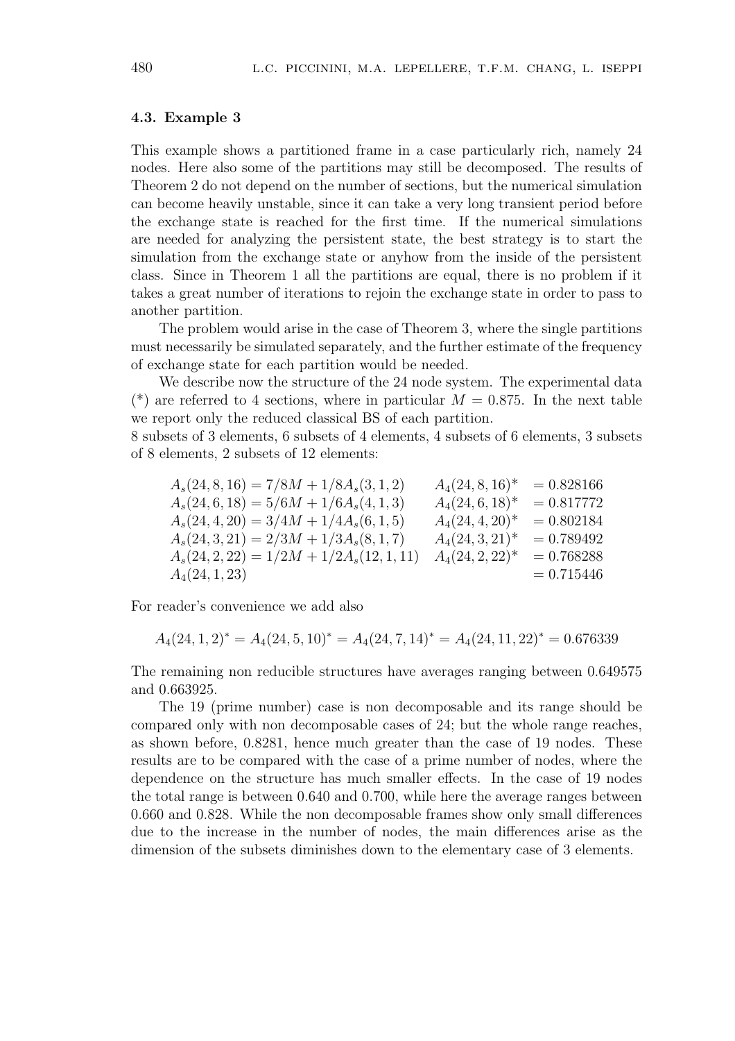### 4.3. Example 3

This example shows a partitioned frame in a case particularly rich, namely 24 nodes. Here also some of the partitions may still be decomposed. The results of Theorem 2 do not depend on the number of sections, but the numerical simulation can become heavily unstable, since it can take a very long transient period before the exchange state is reached for the first time. If the numerical simulations are needed for analyzing the persistent state, the best strategy is to start the simulation from the exchange state or anyhow from the inside of the persistent class. Since in Theorem 1 all the partitions are equal, there is no problem if it takes a great number of iterations to rejoin the exchange state in order to pass to another partition.

The problem would arise in the case of Theorem 3, where the single partitions must necessarily be simulated separately, and the further estimate of the frequency of exchange state for each partition would be needed.

We describe now the structure of the 24 node system. The experimental data (*) are referred to 4 sections, where in particular $M = 0.875$. In the next table we report only the reduced classical BS of each partition.

8 subsets of 3 elements, 6 subsets of 4 elements, 4 subsets of 6 elements, 3 subsets of 8 elements, 2 subsets of 12 elements:

$$
\begin{array}{lll}
A_s(24,8,16) = 7/8M + 1/8A_s(3,1,2) & A_4(24,8,16)^* & = 0.828166 \\
A_s(24,6,18) = 5/6M + 1/6A_s(4,1,3) & A_4(24,6,18)^* & = 0.817772 \\
A_s(24,4,20) = 3/4M + 1/4A_s(6,1,5) & A_4(24,4,20)^* & = 0.802184 \\
A_s(24,3,21) = 2/3M + 1/3A_s(8,1,7) & A_4(24,3,21)^* & = 0.789492 \\
A_s(24,2,22) = 1/2M + 1/2A_s(12,1,11) & A_4(24,2,22)^* & = 0.768288 \\
A_4(24,1,23) & & = 0.715446
\end{array}
$$

For reader's convenience we add also

$$A_4(24,1,2)^* = A_4(24,5,10)^* = A_4(24,7,14)^* = A_4(24,11,22)^* = 0.676339$$

The remaining non reducible structures have averages ranging between 0.649575 and 0.663925.

The 19 (prime number) case is non decomposable and its range should be compared only with non decomposable cases of 24; but the whole range reaches, as shown before, 0.8281, hence much greater than the case of 19 nodes. These results are to be compared with the case of a prime number of nodes, where the dependence on the structure has much smaller effects. In the case of 19 nodes the total range is between 0.640 and 0.700, while here the average ranges between 0.660 and 0.828. While the non decomposable frames show only small differences due to the increase in the number of nodes, the main differences arise as the dimension of the subsets diminishes down to the elementary case of 3 elements.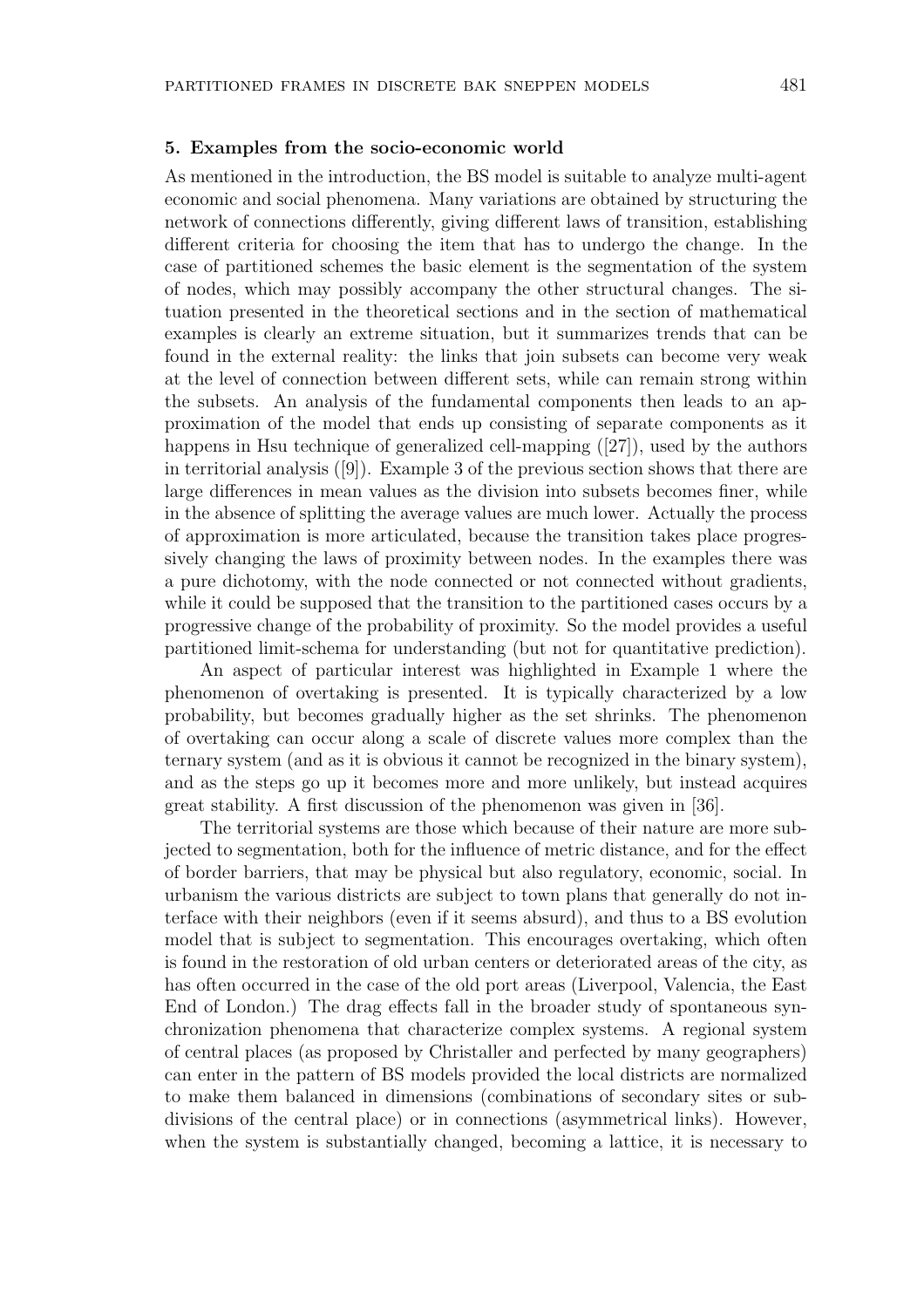## 5. Examples from the socio-economic world

As mentioned in the introduction, the BS model is suitable to analyze multi-agent economic and social phenomena. Many variations are obtained by structuring the network of connections differently, giving different laws of transition, establishing different criteria for choosing the item that has to undergo the change. In the case of partitioned schemes the basic element is the segmentation of the system of nodes, which may possibly accompany the other structural changes. The situation presented in the theoretical sections and in the section of mathematical examples is clearly an extreme situation, but it summarizes trends that can be found in the external reality: the links that join subsets can become very weak at the level of connection between different sets, while can remain strong within the subsets. An analysis of the fundamental components then leads to an approximation of the model that ends up consisting of separate components as it happens in Hsu technique of generalized cell-mapping ([27]), used by the authors in territorial analysis ([9]). Example 3 of the previous section shows that there are large differences in mean values as the division into subsets becomes finer, while in the absence of splitting the average values are much lower. Actually the process of approximation is more articulated, because the transition takes place progressively changing the laws of proximity between nodes. In the examples there was a pure dichotomy, with the node connected or not connected without gradients, while it could be supposed that the transition to the partitioned cases occurs by a progressive change of the probability of proximity. So the model provides a useful partitioned limit-schema for understanding (but not for quantitative prediction).

An aspect of particular interest was highlighted in Example 1 where the phenomenon of overtaking is presented. It is typically characterized by a low probability, but becomes gradually higher as the set shrinks. The phenomenon of overtaking can occur along a scale of discrete values more complex than the ternary system (and as it is obvious it cannot be recognized in the binary system), and as the steps go up it becomes more and more unlikely, but instead acquires great stability. A first discussion of the phenomenon was given in [36].

The territorial systems are those which because of their nature are more subjected to segmentation, both for the influence of metric distance, and for the effect of border barriers, that may be physical but also regulatory, economic, social. In urbanism the various districts are subject to town plans that generally do not interface with their neighbors (even if it seems absurd), and thus to a BS evolution model that is subject to segmentation. This encourages overtaking, which often is found in the restoration of old urban centers or deteriorated areas of the city, as has often occurred in the case of the old port areas (Liverpool, Valencia, the East End of London.) The drag effects fall in the broader study of spontaneous synchronization phenomena that characterize complex systems. A regional system of central places (as proposed by Christaller and perfected by many geographers) can enter in the pattern of BS models provided the local districts are normalized to make them balanced in dimensions (combinations of secondary sites or subdivisions of the central place) or in connections (asymmetrical links). However, when the system is substantially changed, becoming a lattice, it is necessary to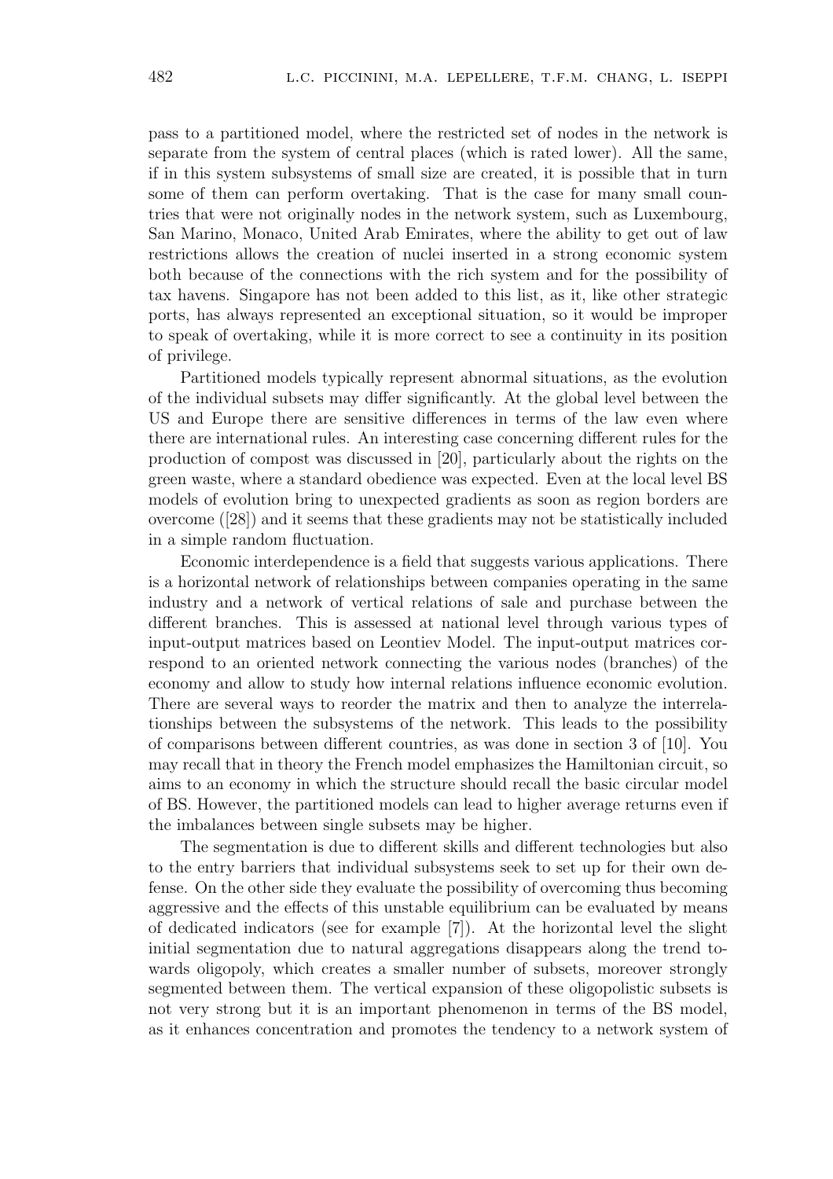pass to a partitioned model, where the restricted set of nodes in the network is separate from the system of central places (which is rated lower). All the same, if in this system subsystems of small size are created, it is possible that in turn some of them can perform overtaking. That is the case for many small countries that were not originally nodes in the network system, such as Luxembourg, San Marino, Monaco, United Arab Emirates, where the ability to get out of law restrictions allows the creation of nuclei inserted in a strong economic system both because of the connections with the rich system and for the possibility of tax havens. Singapore has not been added to this list, as it, like other strategic ports, has always represented an exceptional situation, so it would be improper to speak of overtaking, while it is more correct to see a continuity in its position of privilege.

Partitioned models typically represent abnormal situations, as the evolution of the individual subsets may differ significantly. At the global level between the US and Europe there are sensitive differences in terms of the law even where there are international rules. An interesting case concerning different rules for the production of compost was discussed in [20], particularly about the rights on the green waste, where a standard obedience was expected. Even at the local level BS models of evolution bring to unexpected gradients as soon as region borders are overcome ([28]) and it seems that these gradients may not be statistically included in a simple random fluctuation.

Economic interdependence is a field that suggests various applications. There is a horizontal network of relationships between companies operating in the same industry and a network of vertical relations of sale and purchase between the different branches. This is assessed at national level through various types of input-output matrices based on Leontiev Model. The input-output matrices correspond to an oriented network connecting the various nodes (branches) of the economy and allow to study how internal relations influence economic evolution. There are several ways to reorder the matrix and then to analyze the interrelationships between the subsystems of the network. This leads to the possibility of comparisons between different countries, as was done in section 3 of [10]. You may recall that in theory the French model emphasizes the Hamiltonian circuit, so aims to an economy in which the structure should recall the basic circular model of BS. However, the partitioned models can lead to higher average returns even if the imbalances between single subsets may be higher.

The segmentation is due to different skills and different technologies but also to the entry barriers that individual subsystems seek to set up for their own defense. On the other side they evaluate the possibility of overcoming thus becoming aggressive and the effects of this unstable equilibrium can be evaluated by means of dedicated indicators (see for example [7]). At the horizontal level the slight initial segmentation due to natural aggregations disappears along the trend towards oligopoly, which creates a smaller number of subsets, moreover strongly segmented between them. The vertical expansion of these oligopolistic subsets is not very strong but it is an important phenomenon in terms of the BS model, as it enhances concentration and promotes the tendency to a network system of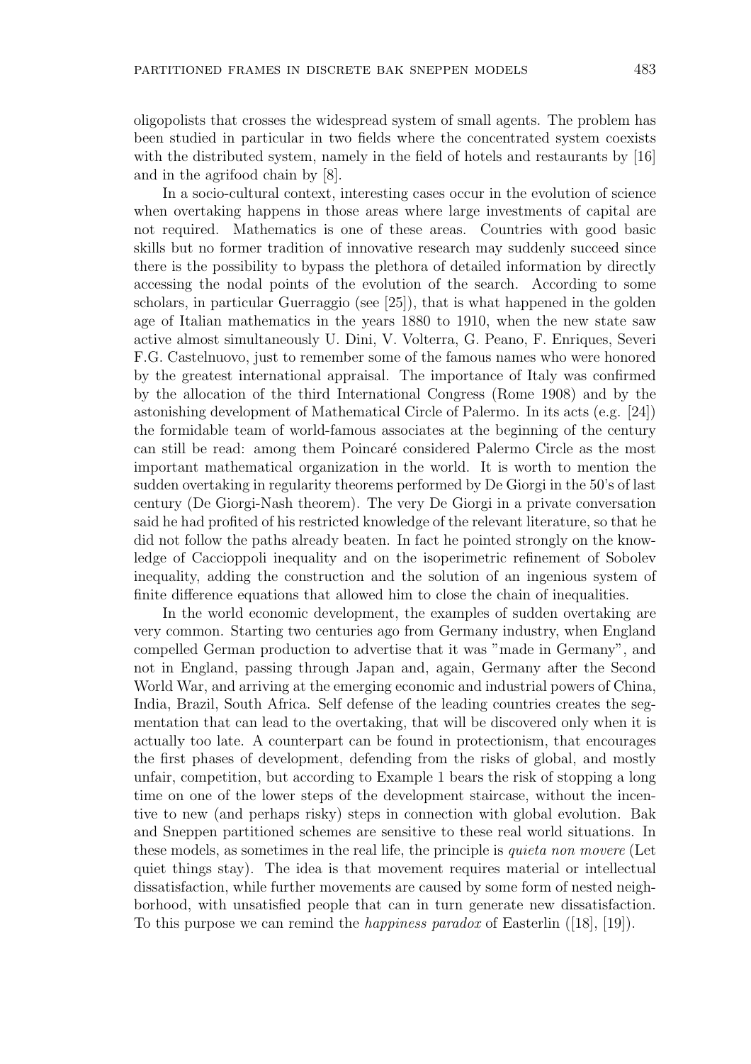oligopolists that crosses the widespread system of small agents. The problem has been studied in particular in two fields where the concentrated system coexists with the distributed system, namely in the field of hotels and restaurants by [16] and in the agrifood chain by [8].

In a socio-cultural context, interesting cases occur in the evolution of science when overtaking happens in those areas where large investments of capital are not required. Mathematics is one of these areas. Countries with good basic skills but no former tradition of innovative research may suddenly succeed since there is the possibility to bypass the plethora of detailed information by directly accessing the nodal points of the evolution of the search. According to some scholars, in particular Guerraggio (see [25]), that is what happened in the golden age of Italian mathematics in the years 1880 to 1910, when the new state saw active almost simultaneously U. Dini, V. Volterra, G. Peano, F. Enriques, Severi F.G. Castelnuovo, just to remember some of the famous names who were honored by the greatest international appraisal. The importance of Italy was confirmed by the allocation of the third International Congress (Rome 1908) and by the astonishing development of Mathematical Circle of Palermo. In its acts (e.g. [24]) the formidable team of world-famous associates at the beginning of the century can still be read: among them Poincaré considered Palermo Circle as the most important mathematical organization in the world. It is worth to mention the sudden overtaking in regularity theorems performed by De Giorgi in the 50's of last century (De Giorgi-Nash theorem). The very De Giorgi in a private conversation said he had profited of his restricted knowledge of the relevant literature, so that he did not follow the paths already beaten. In fact he pointed strongly on the knowledge of Caccioppoli inequality and on the isoperimetric refinement of Sobolev inequality, adding the construction and the solution of an ingenious system of finite difference equations that allowed him to close the chain of inequalities.

In the world economic development, the examples of sudden overtaking are very common. Starting two centuries ago from Germany industry, when England compelled German production to advertise that it was "made in Germany", and not in England, passing through Japan and, again, Germany after the Second World War, and arriving at the emerging economic and industrial powers of China, India, Brazil, South Africa. Self defense of the leading countries creates the segmentation that can lead to the overtaking, that will be discovered only when it is actually too late. A counterpart can be found in protectionism, that encourages the first phases of development, defending from the risks of global, and mostly unfair, competition, but according to Example 1 bears the risk of stopping a long time on one of the lower steps of the development staircase, without the incentive to new (and perhaps risky) steps in connection with global evolution. Bak and Sneppen partitioned schemes are sensitive to these real world situations. In these models, as sometimes in the real life, the principle is *quieta non movere* (Let quiet things stay). The idea is that movement requires material or intellectual dissatisfaction, while further movements are caused by some form of nested neighborhood, with unsatisfied people that can in turn generate new dissatisfaction. To this purpose we can remind the *happiness paradox* of Easterlin ([18], [19]).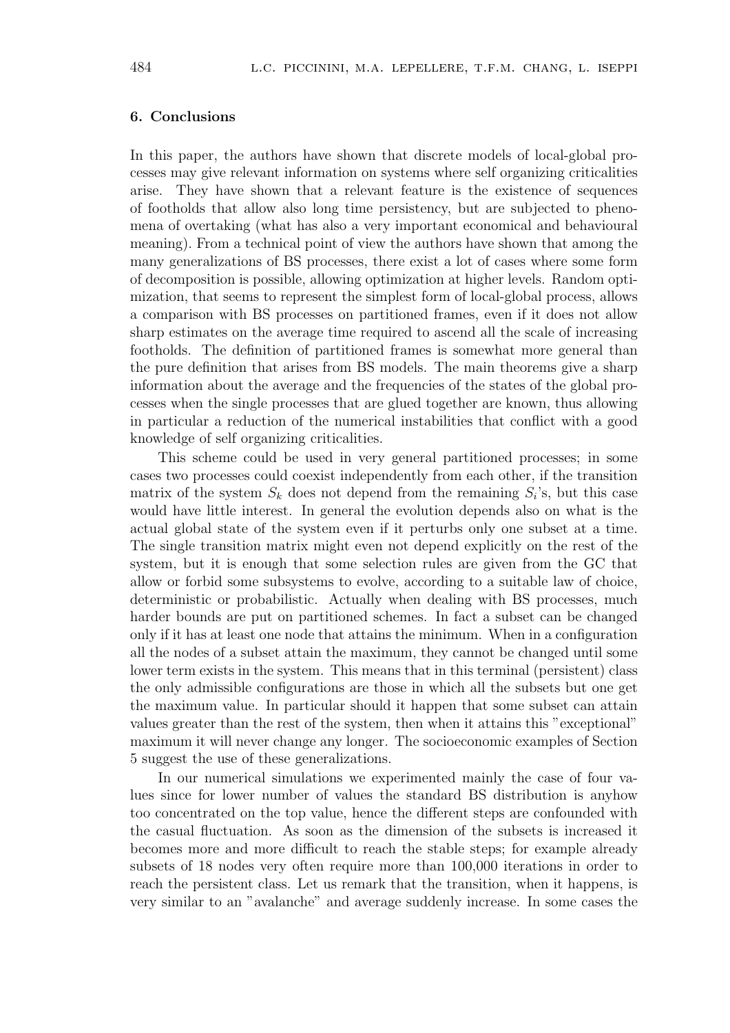## 6. Conclusions

In this paper, the authors have shown that discrete models of local-global processes may give relevant information on systems where self organizing criticalities arise. They have shown that a relevant feature is the existence of sequences of footholds that allow also long time persistency, but are subjected to phenomena of overtaking (what has also a very important economical and behavioural meaning). From a technical point of view the authors have shown that among the many generalizations of BS processes, there exist a lot of cases where some form of decomposition is possible, allowing optimization at higher levels. Random optimization, that seems to represent the simplest form of local-global process, allows a comparison with BS processes on partitioned frames, even if it does not allow sharp estimates on the average time required to ascend all the scale of increasing footholds. The definition of partitioned frames is somewhat more general than the pure definition that arises from BS models. The main theorems give a sharp information about the average and the frequencies of the states of the global processes when the single processes that are glued together are known, thus allowing in particular a reduction of the numerical instabilities that conflict with a good knowledge of self organizing criticalities.

This scheme could be used in very general partitioned processes; in some cases two processes could coexist independently from each other, if the transition matrix of the system $S_k$ does not depend from the remaining $S_i$'s, but this case would have little interest. In general the evolution depends also on what is the actual global state of the system even if it perturbs only one subset at a time. The single transition matrix might even not depend explicitly on the rest of the system, but it is enough that some selection rules are given from the GC that allow or forbid some subsystems to evolve, according to a suitable law of choice, deterministic or probabilistic. Actually when dealing with BS processes, much harder bounds are put on partitioned schemes. In fact a subset can be changed only if it has at least one node that attains the minimum. When in a configuration all the nodes of a subset attain the maximum, they cannot be changed until some lower term exists in the system. This means that in this terminal (persistent) class the only admissible configurations are those in which all the subsets but one get the maximum value. In particular should it happen that some subset can attain values greater than the rest of the system, then when it attains this "exceptional" maximum it will never change any longer. The socioeconomic examples of Section 5 suggest the use of these generalizations.

In our numerical simulations we experimented mainly the case of four values since for lower number of values the standard BS distribution is anyhow too concentrated on the top value, hence the different steps are confounded with the casual fluctuation. As soon as the dimension of the subsets is increased it becomes more and more difficult to reach the stable steps; for example already subsets of 18 nodes very often require more than 100,000 iterations in order to reach the persistent class. Let us remark that the transition, when it happens, is very similar to an "avalanche" and average suddenly increase. In some cases the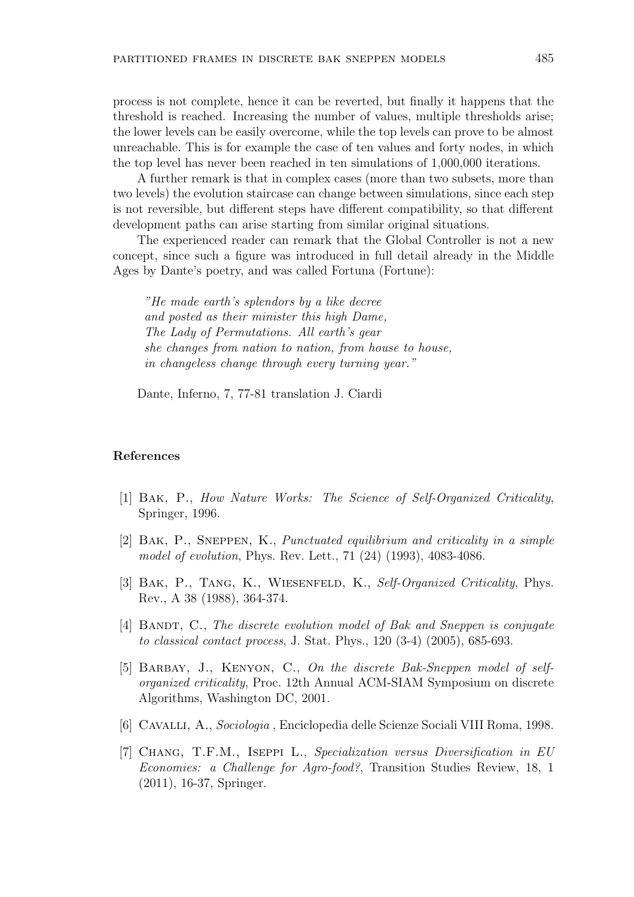process is not complete, hence it can be reverted, but finally it happens that the threshold is reached. Increasing the number of values, multiple thresholds arise; the lower levels can be easily overcome, while the top levels can prove to be almost unreachable. This is for example the case of ten values and forty nodes, in which the top level has never been reached in ten simulations of 1,000,000 iterations.

A further remark is that in complex cases (more than two subsets, more than two levels) the evolution staircase can change between simulations, since each step is not reversible, but different steps have different compatibility, so that different development paths can arise starting from similar original situations.

The experienced reader can remark that the Global Controller is not a new concept, since such a figure was introduced in full detail already in the Middle Ages by Dante's poetry, and was called Fortuna (Fortune):

> *"He made earth's splendors by a like decree*
> *and posted as their minister this high Dame,*
> *The Lady of Permutations. All earth's gear*
> *she changes from nation to nation, from house to house,*
> *in changeless change through every turning year."*

Dante, Inferno, 7, 77-81 translation J. Ciardi

## References

[1] Bak, P., *How Nature Works: The Science of Self-Organized Criticality*, Springer, 1996.

[2] Bak, P., Sneppen, K., *Punctuated equilibrium and criticality in a simple model of evolution*, Phys. Rev. Lett., 71 (24) (1993), 4083-4086.

[3] Bak, P., Tang, K., Wiesenfeld, K., *Self-Organized Criticality*, Phys. Rev., A 38 (1988), 364-374.

[4] Bandt, C., *The discrete evolution model of Bak and Sneppen is conjugate to classical contact process*, J. Stat. Phys., 120 (3-4) (2005), 685-693.

[5] Barbay, J., Kenyon, C., *On the discrete Bak-Sneppen model of self-organized criticality*, Proc. 12th Annual ACM-SIAM Symposium on discrete Algorithms, Washington DC, 2001.

[6] Cavalli, A., *Sociologia* , Enciclopedia delle Scienze Sociali VIII Roma, 1998.

[7] Chang, T.F.M., Iseppi L., *Specialization versus Diversification in EU Economies: a Challenge for Agro-food?*, Transition Studies Review, 18, 1 (2011), 16-37, Springer.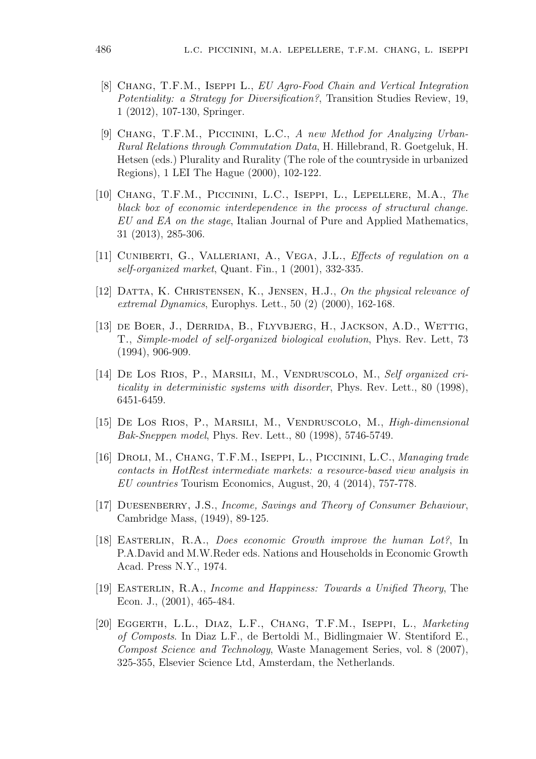[8] Chang, T.F.M., Iseppi L., *EU Agro-Food Chain and Vertical Integration Potentiality: a Strategy for Diversification?*, Transition Studies Review, 19, 1 (2012), 107-130, Springer.

[9] Chang, T.F.M., Piccinini, L.C., *A new Method for Analyzing Urban-Rural Relations through Commutation Data*, H. Hillebrand, R. Goetgeluk, H. Hetsen (eds.) Plurality and Rurality (The role of the countryside in urbanized Regions), 1 LEI The Hague (2000), 102-122.

[10] Chang, T.F.M., Piccinini, L.C., Iseppi, L., Lepellere, M.A., *The black box of economic interdependence in the process of structural change. EU and EA on the stage*, Italian Journal of Pure and Applied Mathematics, 31 (2013), 285-306.

[11] Cuniberti, G., Valleriani, A., Vega, J.L., *Effects of regulation on a self-organized market*, Quant. Fin., 1 (2001), 332-335.

[12] Datta, K. Christensen, K., Jensen, H.J., *On the physical relevance of extremal Dynamics*, Europhys. Lett., 50 (2) (2000), 162-168.

[13] de Boer, J., Derrida, B., Flyvbjerg, H., Jackson, A.D., Wettig, T., *Simple-model of self-organized biological evolution*, Phys. Rev. Lett, 73 (1994), 906-909.

[14] De Los Rios, P., Marsili, M., Vendruscolo, M., *Self organized criticality in deterministic systems with disorder*, Phys. Rev. Lett., 80 (1998), 6451-6459.

[15] De Los Rios, P., Marsili, M., Vendruscolo, M., *High-dimensional Bak-Sneppen model*, Phys. Rev. Lett., 80 (1998), 5746-5749.

[16] Droli, M., Chang, T.F.M., Iseppi, L., Piccinini, L.C., *Managing trade contacts in HotRest intermediate markets: a resource-based view analysis in EU countries* Tourism Economics, August, 20, 4 (2014), 757-778.

[17] Duesenberry, J.S., *Income, Savings and Theory of Consumer Behaviour*, Cambridge Mass, (1949), 89-125.

[18] Easterlin, R.A., *Does economic Growth improve the human Lot?*, In P.A.David and M.W.Reder eds. Nations and Households in Economic Growth Acad. Press N.Y., 1974.

[19] Easterlin, R.A., *Income and Happiness: Towards a Unified Theory*, The Econ. J., (2001), 465-484.

[20] Eggerth, L.L., Diaz, L.F., Chang, T.F.M., Iseppi, L., *Marketing of Composts*. In Diaz L.F., de Bertoldi M., Bidlingmaier W. Stentiford E., *Compost Science and Technology*, Waste Management Series, vol. 8 (2007), 325-355, Elsevier Science Ltd, Amsterdam, the Netherlands.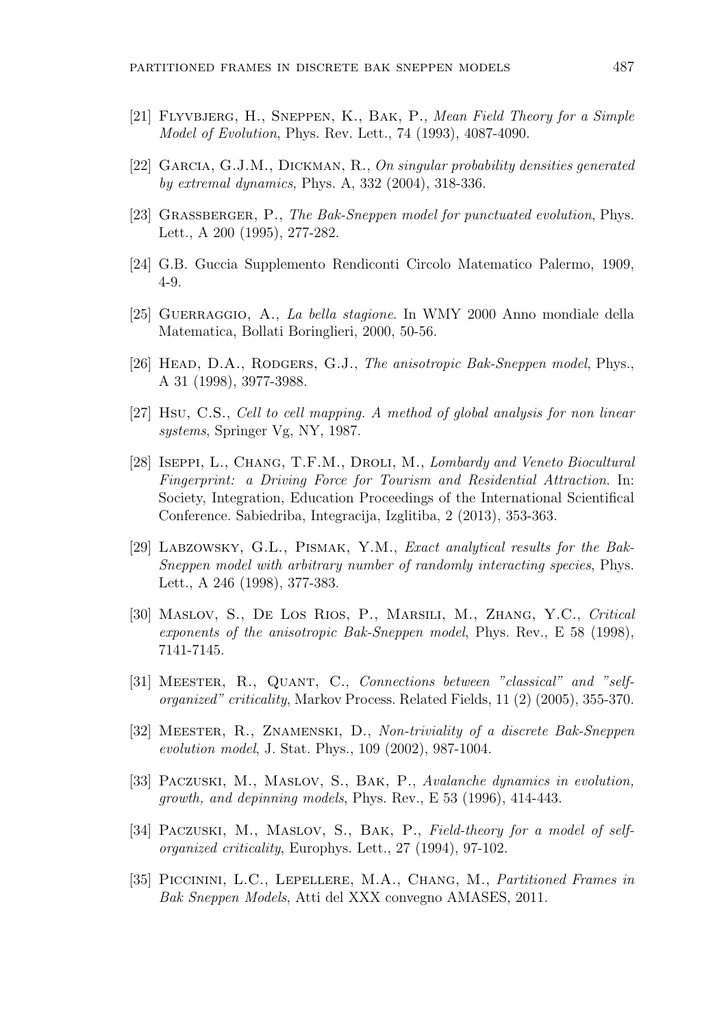[21] Flyvbjerg, H., Sneppen, K., Bak, P., *Mean Field Theory for a Simple Model of Evolution*, Phys. Rev. Lett., 74 (1993), 4087-4090.

[22] Garcia, G.J.M., Dickman, R., *On singular probability densities generated by extremal dynamics*, Phys. A, 332 (2004), 318-336.

[23] Grassberger, P., *The Bak-Sneppen model for punctuated evolution*, Phys. Lett., A 200 (1995), 277-282.

[24] G.B. Guccia Supplemento Rendiconti Circolo Matematico Palermo, 1909, 4-9.

[25] Guerraggio, A., *La bella stagione*. In WMY 2000 Anno mondiale della Matematica, Bollati Boringlieri, 2000, 50-56.

[26] Head, D.A., Rodgers, G.J., *The anisotropic Bak-Sneppen model*, Phys., A 31 (1998), 3977-3988.

[27] Hsu, C.S., *Cell to cell mapping. A method of global analysis for non linear systems*, Springer Vg, NY, 1987.

[28] Iseppi, L., Chang, T.F.M., Droli, M., *Lombardy and Veneto Biocultural Fingerprint: a Driving Force for Tourism and Residential Attraction*. In: Society, Integration, Education Proceedings of the International Scientifical Conference. Sabiedriba, Integracija, Izglitiba, 2 (2013), 353-363.

[29] Labzowsky, G.L., Pismak, Y.M., *Exact analytical results for the Bak-Sneppen model with arbitrary number of randomly interacting species*, Phys. Lett., A 246 (1998), 377-383.

[30] Maslov, S., De Los Rios, P., Marsili, M., Zhang, Y.C., *Critical exponents of the anisotropic Bak-Sneppen model*, Phys. Rev., E 58 (1998), 7141-7145.

[31] Meester, R., Quant, C., *Connections between "classical" and "self-organized" criticality*, Markov Process. Related Fields, 11 (2) (2005), 355-370.

[32] Meester, R., Znamenski, D., *Non-triviality of a discrete Bak-Sneppen evolution model*, J. Stat. Phys., 109 (2002), 987-1004.

[33] Paczuski, M., Maslov, S., Bak, P., *Avalanche dynamics in evolution, growth, and depinning models*, Phys. Rev., E 53 (1996), 414-443.

[34] Paczuski, M., Maslov, S., Bak, P., *Field-theory for a model of self-organized criticality*, Europhys. Lett., 27 (1994), 97-102.

[35] Piccinini, L.C., Lepellere, M.A., Chang, M., *Partitioned Frames in Bak Sneppen Models*, Atti del XXX convegno AMASES, 2011.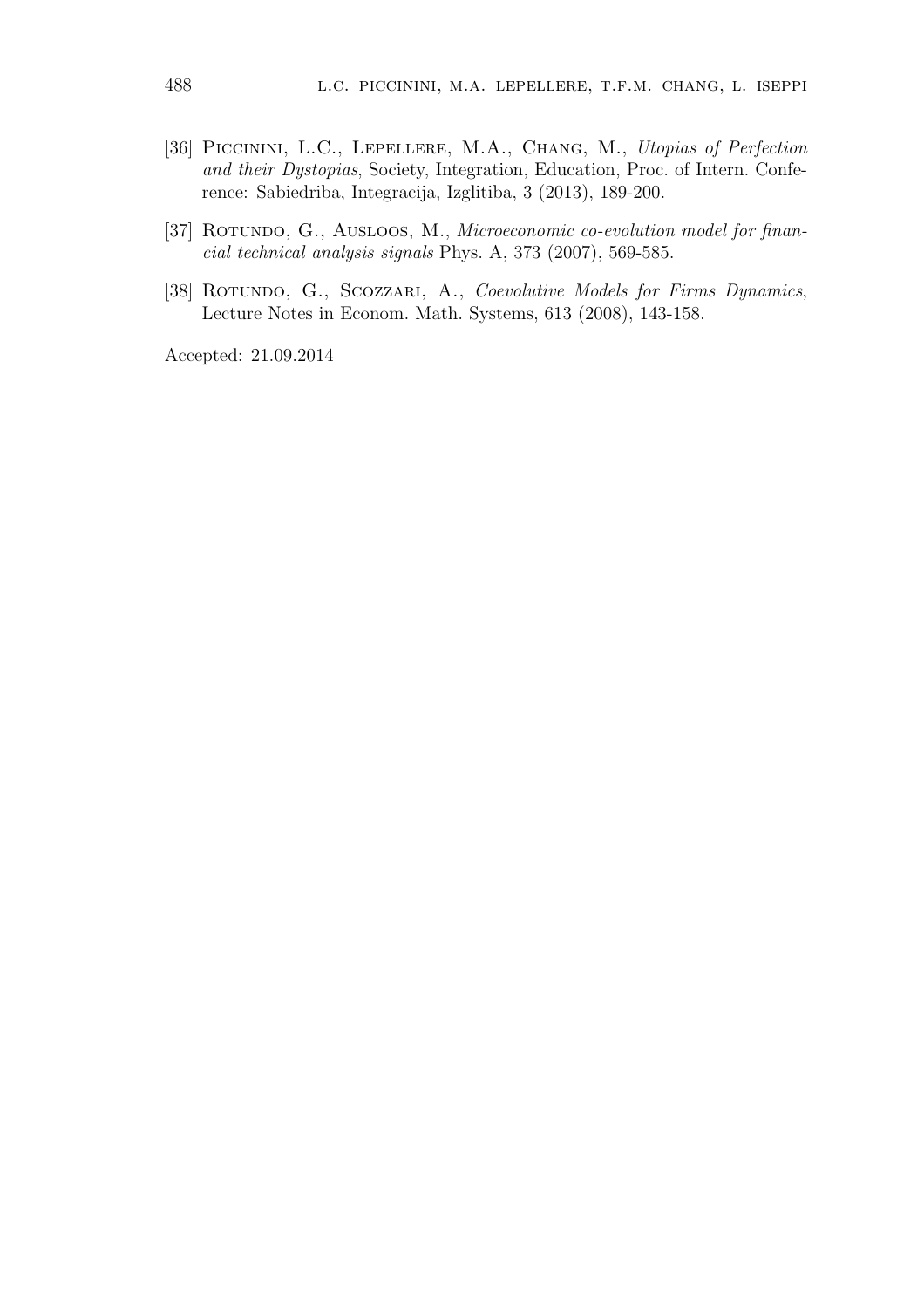[36] Piccinini, L.C., Lepellere, M.A., Chang, M., *Utopias of Perfection and their Dystopias*, Society, Integration, Education, Proc. of Intern. Conference: Sabiedriba, Integracija, Izglitiba, 3 (2013), 189-200.

[37] Rotundo, G., Ausloos, M., *Microeconomic co-evolution model for financial technical analysis signals* Phys. A, 373 (2007), 569-585.

[38] Rotundo, G., Scozzari, A., *Coevolutive Models for Firms Dynamics*, Lecture Notes in Econom. Math. Systems, 613 (2008), 143-158.

Accepted: 21.09.2014